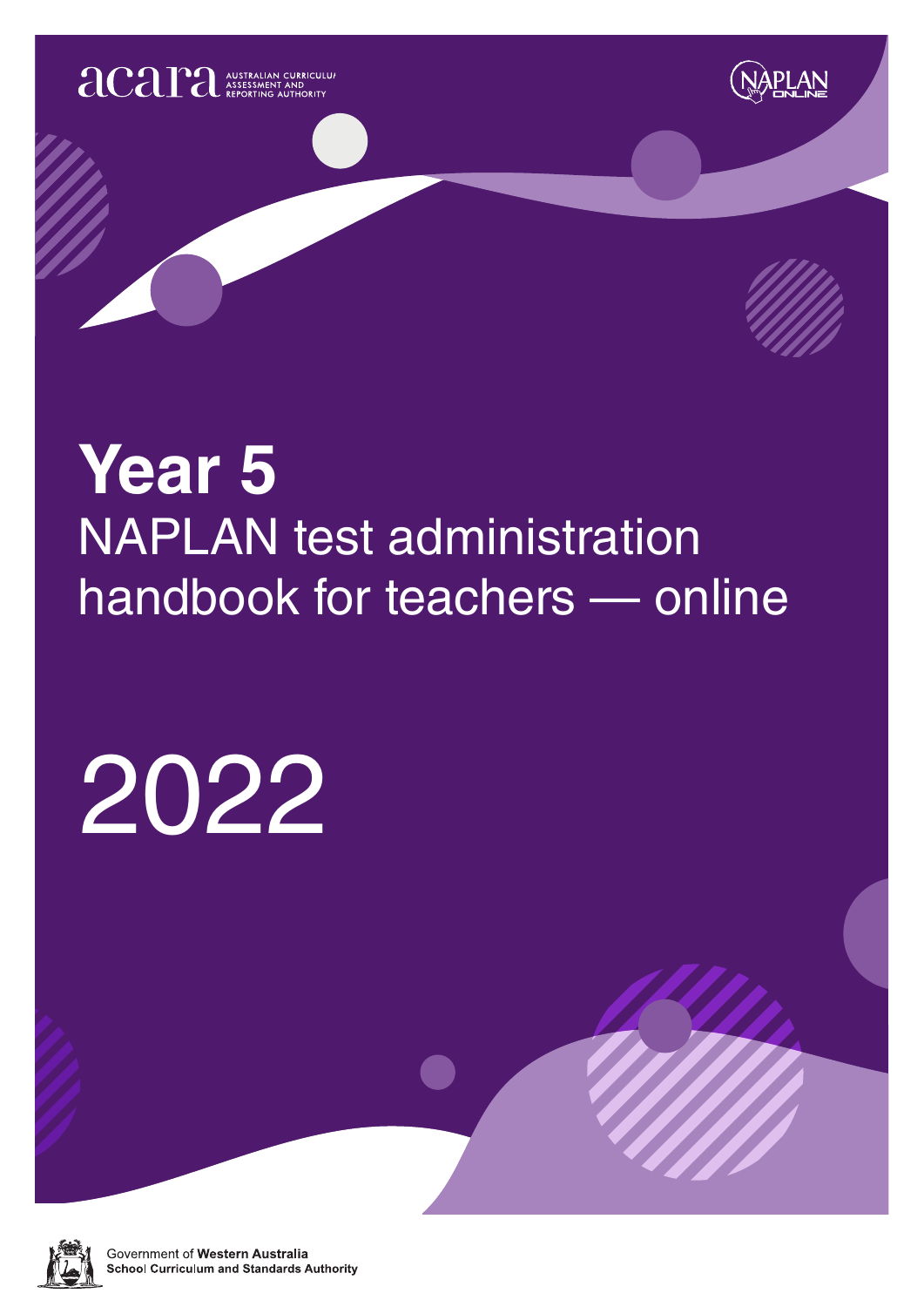acara AUSTRALIAN CURRICULUM ASSESSMENT AND REPORTING AUTHORITY

NAPLAN ONLINE

# Year 5

## NAPLAN test administration handbook for teachers — online

# 2022

Government of **Western Australia**
**School Curriculum and Standards Authority**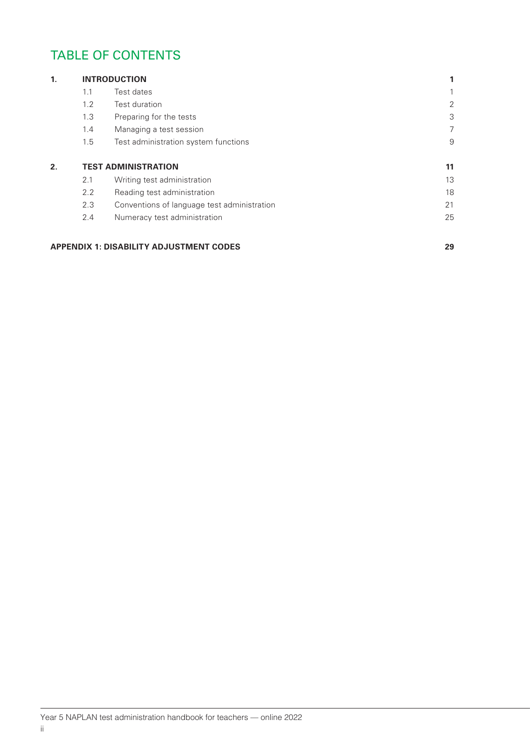# TABLE OF CONTENTS

| | | | |
|---|---|---|---|
| **1.** | **INTRODUCTION** | | **1** |
| | 1.1 | Test dates | 1 |
| | 1.2 | Test duration | 2 |
| | 1.3 | Preparing for the tests | 3 |
| | 1.4 | Managing a test session | 7 |
| | 1.5 | Test administration system functions | 9 |
| **2.** | **TEST ADMINISTRATION** | | **11** |
| | 2.1 | Writing test administration | 13 |
| | 2.2 | Reading test administration | 18 |
| | 2.3 | Conventions of language test administration | 21 |
| | 2.4 | Numeracy test administration | 25 |
| **APPENDIX 1: DISABILITY ADJUSTMENT CODES** | | | **29** |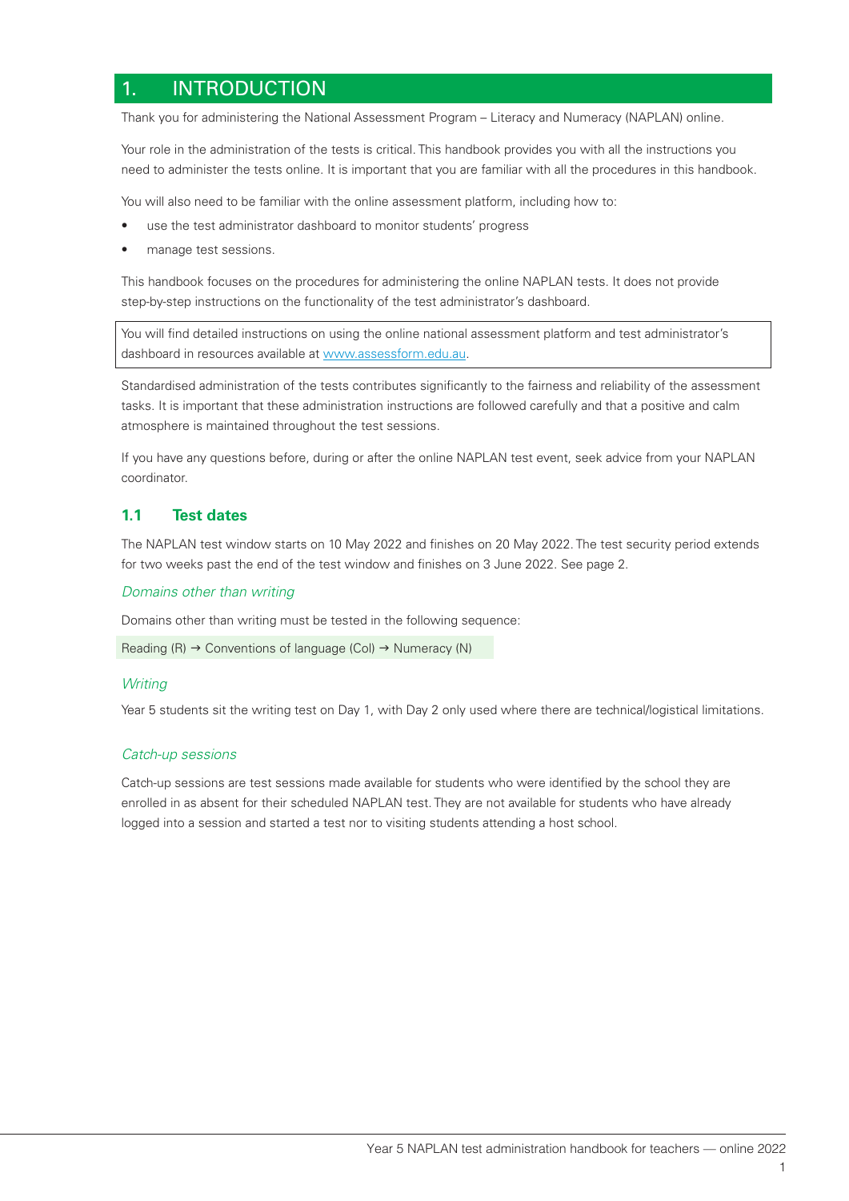# 1. INTRODUCTION

Thank you for administering the National Assessment Program – Literacy and Numeracy (NAPLAN) online.

Your role in the administration of the tests is critical. This handbook provides you with all the instructions you need to administer the tests online. It is important that you are familiar with all the procedures in this handbook.

You will also need to be familiar with the online assessment platform, including how to:

- use the test administrator dashboard to monitor students' progress
- manage test sessions.

This handbook focuses on the procedures for administering the online NAPLAN tests. It does not provide step-by-step instructions on the functionality of the test administrator's dashboard.

> You will find detailed instructions on using the online national assessment platform and test administrator's dashboard in resources available at [www.assessform.edu.au](http://www.assessform.edu.au).

Standardised administration of the tests contributes significantly to the fairness and reliability of the assessment tasks. It is important that these administration instructions are followed carefully and that a positive and calm atmosphere is maintained throughout the test sessions.

If you have any questions before, during or after the online NAPLAN test event, seek advice from your NAPLAN coordinator.

## 1.1 Test dates

The NAPLAN test window starts on 10 May 2022 and finishes on 20 May 2022. The test security period extends for two weeks past the end of the test window and finishes on 3 June 2022. See page 2.

### *Domains other than writing*

Domains other than writing must be tested in the following sequence:

Reading (R) → Conventions of language (CoI) → Numeracy (N)

### *Writing*

Year 5 students sit the writing test on Day 1, with Day 2 only used where there are technical/logistical limitations.

### *Catch-up sessions*

Catch-up sessions are test sessions made available for students who were identified by the school they are enrolled in as absent for their scheduled NAPLAN test. They are not available for students who have already logged into a session and started a test nor to visiting students attending a host school.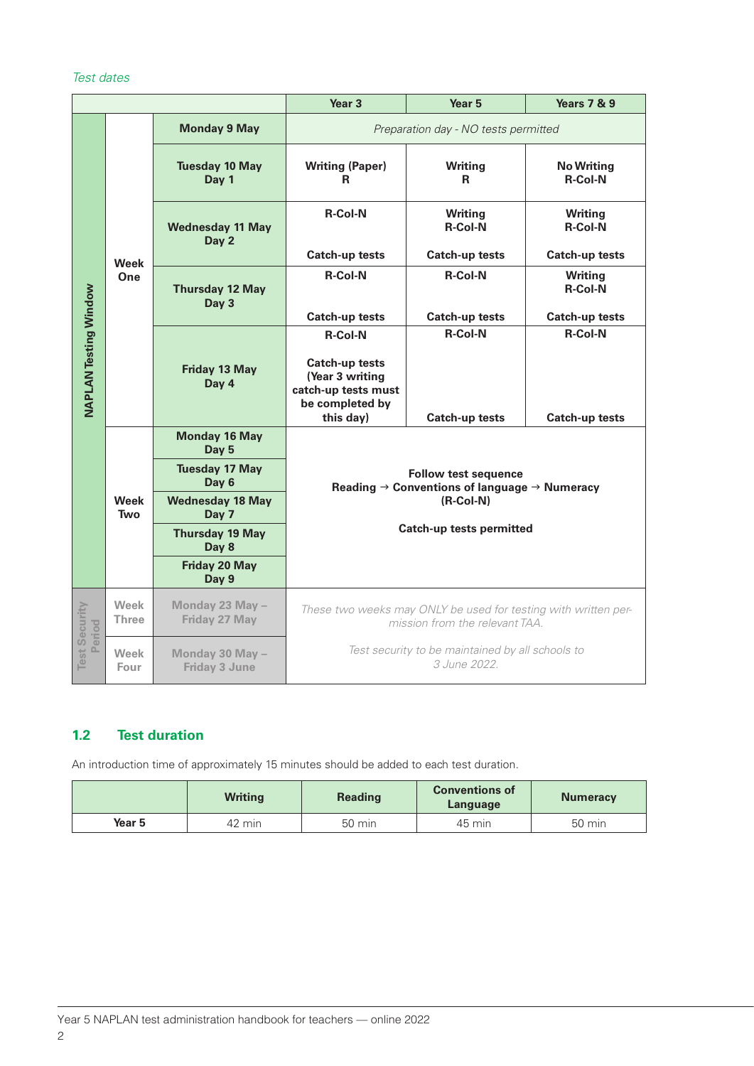*Test dates*

| | | | Year 3 | Year 5 | Years 7 & 9 |
|---|---|---|---|---|---|
| NAPLAN Testing Window | Week One | Monday 9 May | *Preparation day - NO tests permitted* | | |
| | | Tuesday 10 May Day 1 | Writing (Paper) R | Writing R | No Writing R-Col-N |
| | | Wednesday 11 May Day 2 | R-Col-N Catch-up tests | Writing R-Col-N Catch-up tests | Writing R-Col-N Catch-up tests |
| | | Thursday 12 May Day 3 | R-Col-N Catch-up tests | R-Col-N Catch-up tests | Writing R-Col-N Catch-up tests |
| | | Friday 13 May Day 4 | R-Col-N Catch-up tests (Year 3 writing catch-up tests must be completed by this day) | R-Col-N Catch-up tests | R-Col-N Catch-up tests |
| | Week Two | Monday 16 May Day 5 | Follow test sequence Reading → Conventions of language → Numeracy (R-Col-N) Catch-up tests permitted | | |
| | | Tuesday 17 May Day 6 | | | |
| | | Wednesday 18 May Day 7 | | | |
| | | Thursday 19 May Day 8 | | | |
| | | Friday 20 May Day 9 | | | |
| Test Security Period | Week Three | Monday 23 May – Friday 27 May | *These two weeks may ONLY be used for testing with written permission from the relevant TAA.* *Test security to be maintained by all schools to 3 June 2022.* | | |
| | Week Four | Monday 30 May – Friday 3 June | | | |

## 1.2 Test duration

An introduction time of approximately 15 minutes should be added to each test duration.

| | Writing | Reading | Conventions of Language | Numeracy |
|---|---|---|---|---|
| **Year 5** | 42 min | 50 min | 45 min | 50 min |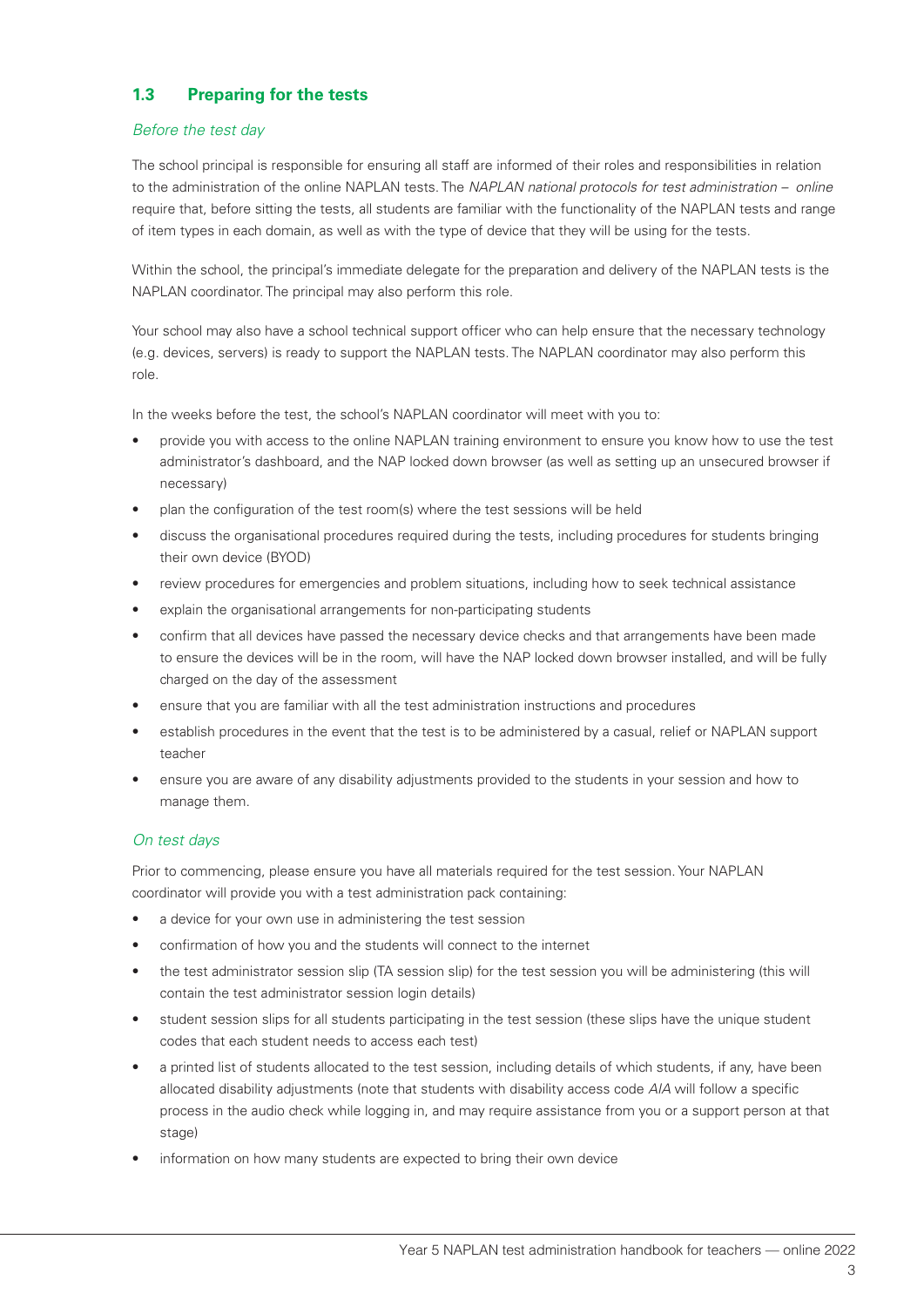## 1.3 Preparing for the tests

### *Before the test day*

The school principal is responsible for ensuring all staff are informed of their roles and responsibilities in relation to the administration of the online NAPLAN tests. The *NAPLAN national protocols for test administration – online* require that, before sitting the tests, all students are familiar with the functionality of the NAPLAN tests and range of item types in each domain, as well as with the type of device that they will be using for the tests.

Within the school, the principal's immediate delegate for the preparation and delivery of the NAPLAN tests is the NAPLAN coordinator. The principal may also perform this role.

Your school may also have a school technical support officer who can help ensure that the necessary technology (e.g. devices, servers) is ready to support the NAPLAN tests. The NAPLAN coordinator may also perform this role.

In the weeks before the test, the school's NAPLAN coordinator will meet with you to:

- provide you with access to the online NAPLAN training environment to ensure you know how to use the test administrator's dashboard, and the NAP locked down browser (as well as setting up an unsecured browser if necessary)
- plan the configuration of the test room(s) where the test sessions will be held
- discuss the organisational procedures required during the tests, including procedures for students bringing their own device (BYOD)
- review procedures for emergencies and problem situations, including how to seek technical assistance
- explain the organisational arrangements for non-participating students
- confirm that all devices have passed the necessary device checks and that arrangements have been made to ensure the devices will be in the room, will have the NAP locked down browser installed, and will be fully charged on the day of the assessment
- ensure that you are familiar with all the test administration instructions and procedures
- establish procedures in the event that the test is to be administered by a casual, relief or NAPLAN support teacher
- ensure you are aware of any disability adjustments provided to the students in your session and how to manage them.

### *On test days*

Prior to commencing, please ensure you have all materials required for the test session. Your NAPLAN coordinator will provide you with a test administration pack containing:

- a device for your own use in administering the test session
- confirmation of how you and the students will connect to the internet
- the test administrator session slip (TA session slip) for the test session you will be administering (this will contain the test administrator session login details)
- student session slips for all students participating in the test session (these slips have the unique student codes that each student needs to access each test)
- a printed list of students allocated to the test session, including details of which students, if any, have been allocated disability adjustments (note that students with disability access code *AIA* will follow a specific process in the audio check while logging in, and may require assistance from you or a support person at that stage)
- information on how many students are expected to bring their own device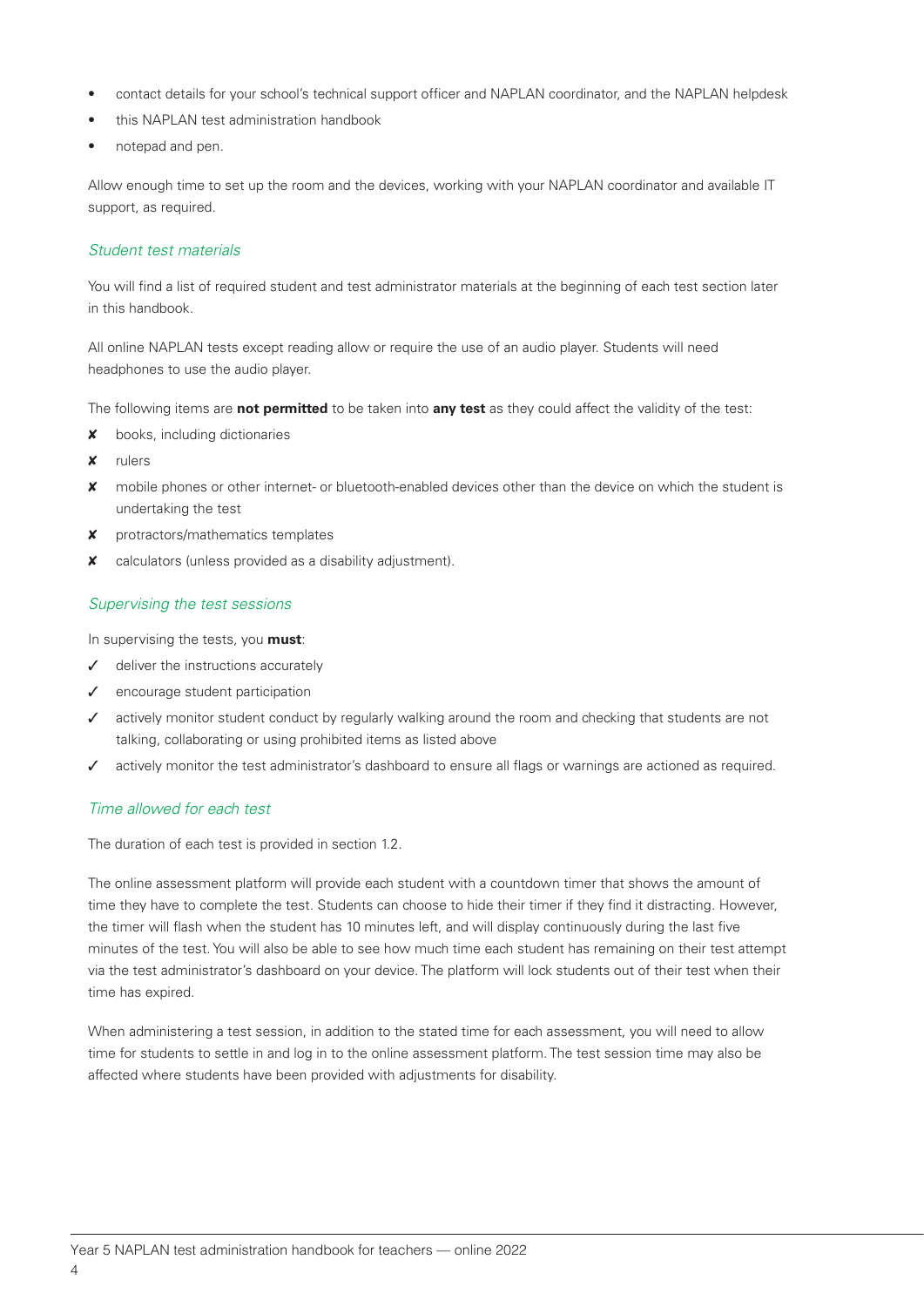- contact details for your school's technical support officer and NAPLAN coordinator, and the NAPLAN helpdesk
- this NAPLAN test administration handbook
- notepad and pen.

Allow enough time to set up the room and the devices, working with your NAPLAN coordinator and available IT support, as required.

### *Student test materials*

You will find a list of required student and test administrator materials at the beginning of each test section later in this handbook.

All online NAPLAN tests except reading allow or require the use of an audio player. Students will need headphones to use the audio player.

The following items are **not permitted** to be taken into **any test** as they could affect the validity of the test:

- ✘ books, including dictionaries
- ✘ rulers
- ✘ mobile phones or other internet- or bluetooth-enabled devices other than the device on which the student is undertaking the test
- ✘ protractors/mathematics templates
- ✘ calculators (unless provided as a disability adjustment).

### *Supervising the test sessions*

In supervising the tests, you **must**:

- ✓ deliver the instructions accurately
- ✓ encourage student participation
- ✓ actively monitor student conduct by regularly walking around the room and checking that students are not talking, collaborating or using prohibited items as listed above
- ✓ actively monitor the test administrator's dashboard to ensure all flags or warnings are actioned as required.

### *Time allowed for each test*

The duration of each test is provided in section 1.2.

The online assessment platform will provide each student with a countdown timer that shows the amount of time they have to complete the test. Students can choose to hide their timer if they find it distracting. However, the timer will flash when the student has 10 minutes left, and will display continuously during the last five minutes of the test. You will also be able to see how much time each student has remaining on their test attempt via the test administrator's dashboard on your device. The platform will lock students out of their test when their time has expired.

When administering a test session, in addition to the stated time for each assessment, you will need to allow time for students to settle in and log in to the online assessment platform. The test session time may also be affected where students have been provided with adjustments for disability.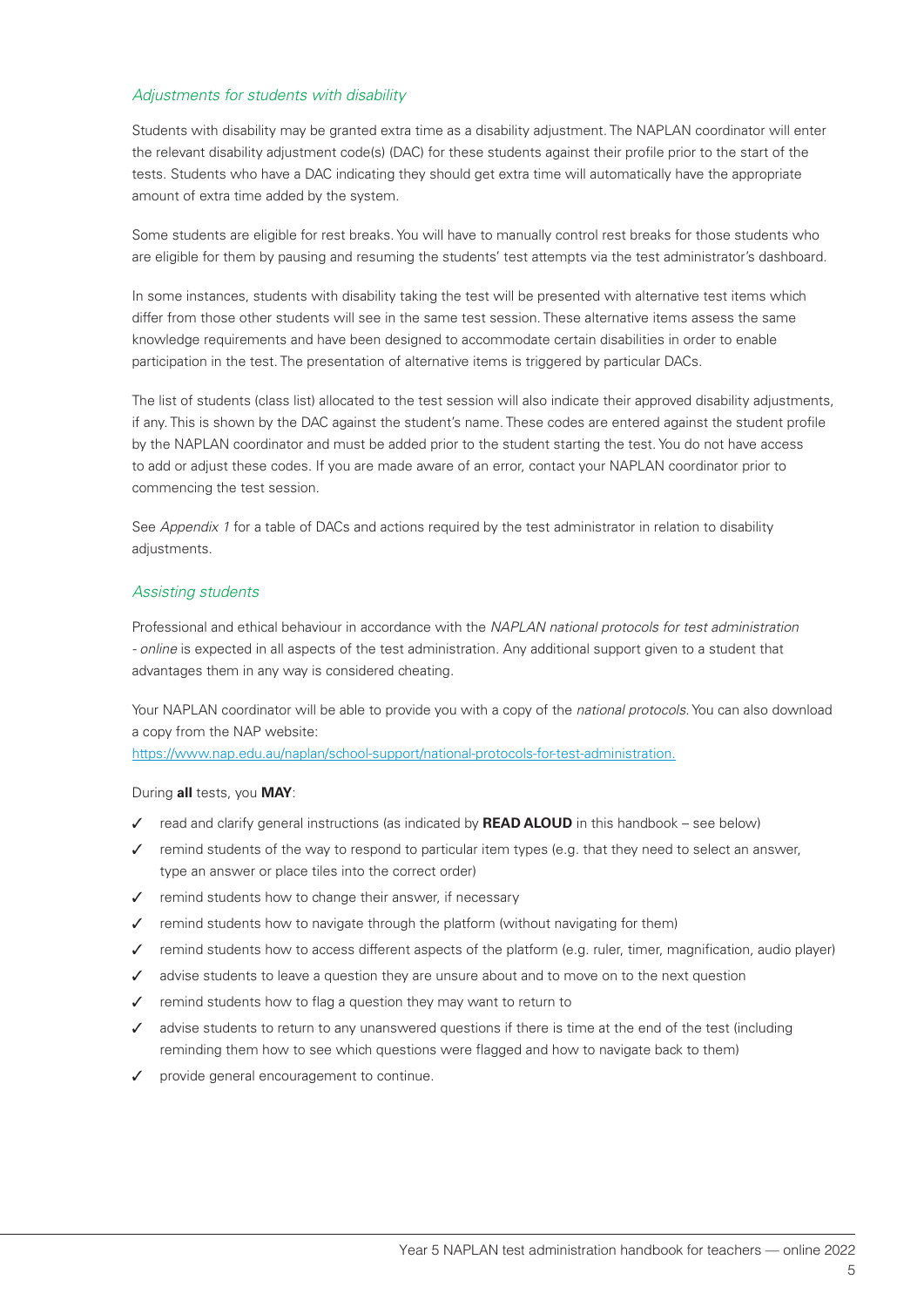### *Adjustments for students with disability*

Students with disability may be granted extra time as a disability adjustment. The NAPLAN coordinator will enter the relevant disability adjustment code(s) (DAC) for these students against their profile prior to the start of the tests. Students who have a DAC indicating they should get extra time will automatically have the appropriate amount of extra time added by the system.

Some students are eligible for rest breaks. You will have to manually control rest breaks for those students who are eligible for them by pausing and resuming the students' test attempts via the test administrator's dashboard.

In some instances, students with disability taking the test will be presented with alternative test items which differ from those other students will see in the same test session. These alternative items assess the same knowledge requirements and have been designed to accommodate certain disabilities in order to enable participation in the test. The presentation of alternative items is triggered by particular DACs.

The list of students (class list) allocated to the test session will also indicate their approved disability adjustments, if any. This is shown by the DAC against the student's name. These codes are entered against the student profile by the NAPLAN coordinator and must be added prior to the student starting the test. You do not have access to add or adjust these codes. If you are made aware of an error, contact your NAPLAN coordinator prior to commencing the test session.

See *Appendix 1* for a table of DACs and actions required by the test administrator in relation to disability adjustments.

### *Assisting students*

Professional and ethical behaviour in accordance with the *NAPLAN national protocols for test administration - online* is expected in all aspects of the test administration. Any additional support given to a student that advantages them in any way is considered cheating.

Your NAPLAN coordinator will be able to provide you with a copy of the *national protocols*. You can also download a copy from the NAP website:
https://www.nap.edu.au/naplan/school-support/national-protocols-for-test-administration.

During **all** tests, you **MAY**:

- ✓ read and clarify general instructions (as indicated by **READ ALOUD** in this handbook – see below)
- ✓ remind students of the way to respond to particular item types (e.g. that they need to select an answer, type an answer or place tiles into the correct order)
- ✓ remind students how to change their answer, if necessary
- ✓ remind students how to navigate through the platform (without navigating for them)
- ✓ remind students how to access different aspects of the platform (e.g. ruler, timer, magnification, audio player)
- ✓ advise students to leave a question they are unsure about and to move on to the next question
- ✓ remind students how to flag a question they may want to return to
- ✓ advise students to return to any unanswered questions if there is time at the end of the test (including reminding them how to see which questions were flagged and how to navigate back to them)
- ✓ provide general encouragement to continue.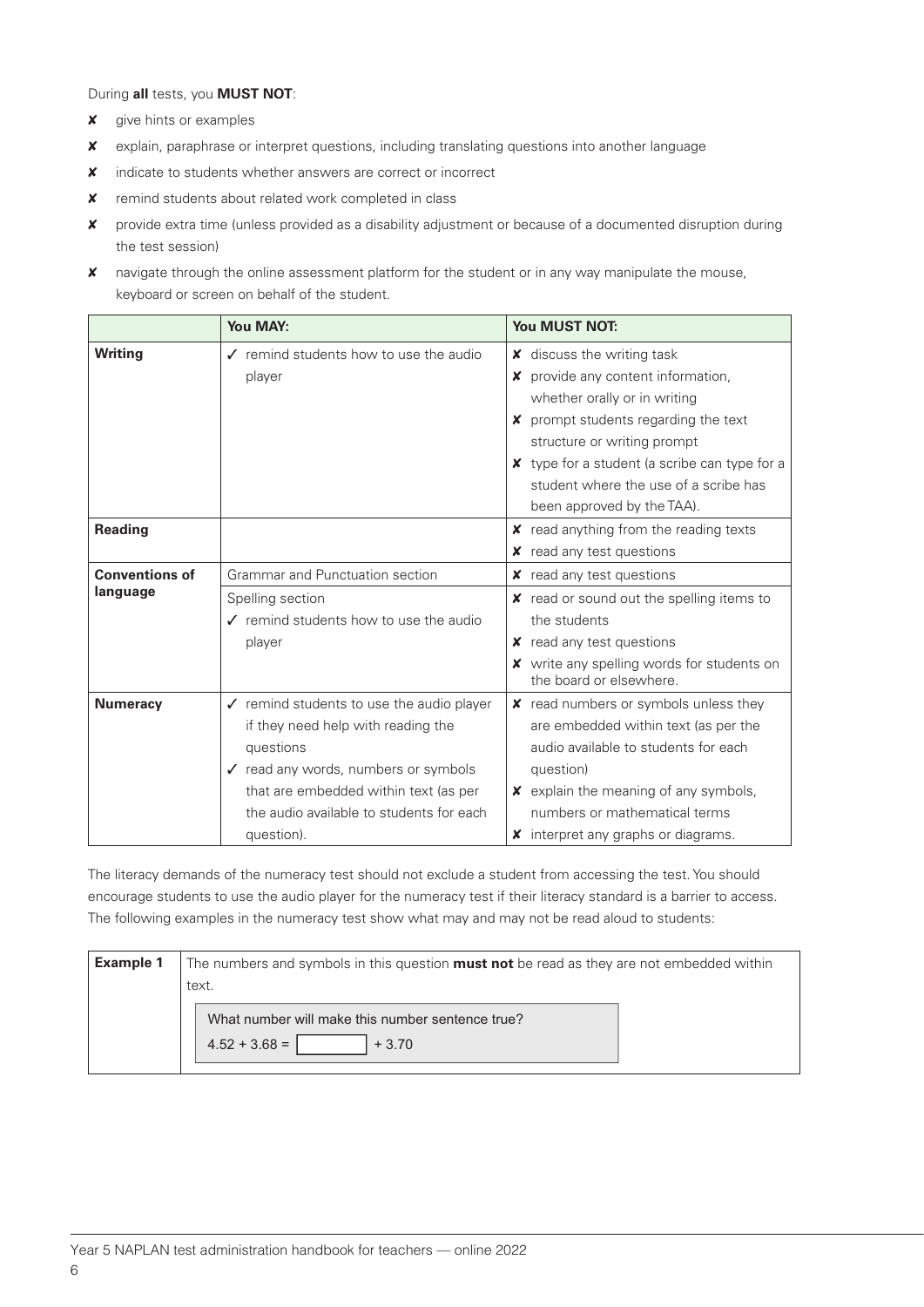During **all** tests, you **MUST NOT**:

- ✘ give hints or examples
- ✘ explain, paraphrase or interpret questions, including translating questions into another language
- ✘ indicate to students whether answers are correct or incorrect
- ✘ remind students about related work completed in class
- ✘ provide extra time (unless provided as a disability adjustment or because of a documented disruption during the test session)
- ✘ navigate through the online assessment platform for the student or in any way manipulate the mouse, keyboard or screen on behalf of the student.

| | **You MAY:** | **You MUST NOT:** |
|---|---|---|
| **Writing** | ✓ remind students how to use the audio player | ✘ discuss the writing task<br>✘ provide any content information, whether orally or in writing<br>✘ prompt students regarding the text structure or writing prompt<br>✘ type for a student (a scribe can type for a student where the use of a scribe has been approved by the TAA). |
| **Reading** | | ✘ read anything from the reading texts<br>✘ read any test questions |
| **Conventions of language** | Grammar and Punctuation section | ✘ read any test questions |
| | Spelling section<br>✓ remind students how to use the audio player | ✘ read or sound out the spelling items to the students<br>✘ read any test questions<br>✘ write any spelling words for students on the board or elsewhere. |
| **Numeracy** | ✓ remind students to use the audio player if they need help with reading the questions<br>✓ read any words, numbers or symbols that are embedded within text (as per the audio available to students for each question). | ✘ read numbers or symbols unless they are embedded within text (as per the audio available to students for each question)<br>✘ explain the meaning of any symbols, numbers or mathematical terms<br>✘ interpret any graphs or diagrams. |

The literacy demands of the numeracy test should not exclude a student from accessing the test. You should encourage students to use the audio player for the numeracy test if their literacy standard is a barrier to access. The following examples in the numeracy test show what may and may not be read aloud to students:

| **Example 1** | The numbers and symbols in this question **must not** be read as they are not embedded within text.<br><br>What number will make this number sentence true?<br>4.52 + 3.68 = [ ] + 3.70 |
|---|---|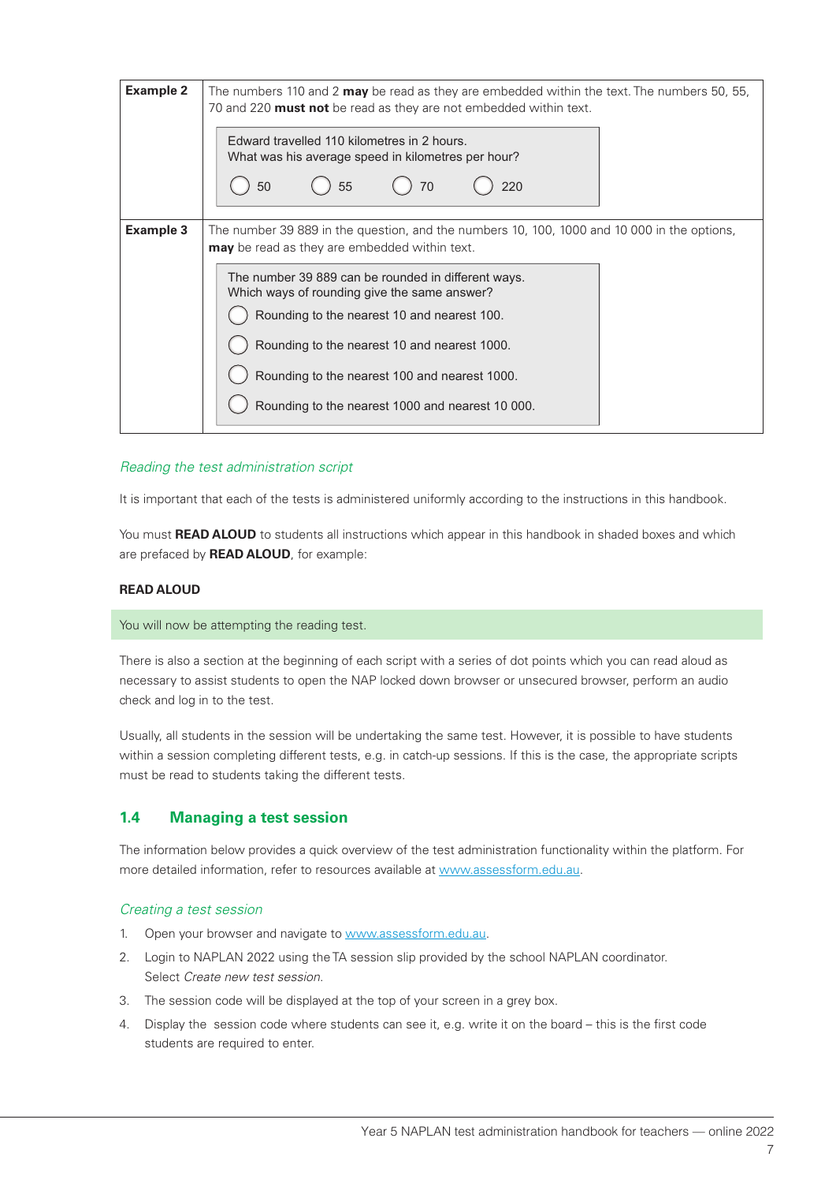| | |
|---|---|
| **Example 2** | The numbers 110 and 2 **may** be read as they are embedded within the text. The numbers 50, 55, 70 and 220 **must not** be read as they are not embedded within text.<br><br>Edward travelled 110 kilometres in 2 hours.<br>What was his average speed in kilometres per hour?<br><br>◯ 50 ◯ 55 ◯ 70 ◯ 220 |
| **Example 3** | The number 39 889 in the question, and the numbers 10, 100, 1000 and 10 000 in the options, **may** be read as they are embedded within text.<br><br>The number 39 889 can be rounded in different ways.<br>Which ways of rounding give the same answer?<br><br>◯ Rounding to the nearest 10 and nearest 100.<br>◯ Rounding to the nearest 10 and nearest 1000.<br>◯ Rounding to the nearest 100 and nearest 1000.<br>◯ Rounding to the nearest 1000 and nearest 10 000. |

*Reading the test administration script*

It is important that each of the tests is administered uniformly according to the instructions in this handbook.

You must **READ ALOUD** to students all instructions which appear in this handbook in shaded boxes and which are prefaced by **READ ALOUD**, for example:

**READ ALOUD**

> You will now be attempting the reading test.

There is also a section at the beginning of each script with a series of dot points which you can read aloud as necessary to assist students to open the NAP locked down browser or unsecured browser, perform an audio check and log in to the test.

Usually, all students in the session will be undertaking the same test. However, it is possible to have students within a session completing different tests, e.g. in catch-up sessions. If this is the case, the appropriate scripts must be read to students taking the different tests.

## 1.4 Managing a test session

The information below provides a quick overview of the test administration functionality within the platform. For more detailed information, refer to resources available at www.assessform.edu.au.

*Creating a test session*

1. Open your browser and navigate to www.assessform.edu.au.
2. Login to NAPLAN 2022 using the TA session slip provided by the school NAPLAN coordinator. Select *Create new test session*.
3. The session code will be displayed at the top of your screen in a grey box.
4. Display the session code where students can see it, e.g. write it on the board – this is the first code students are required to enter.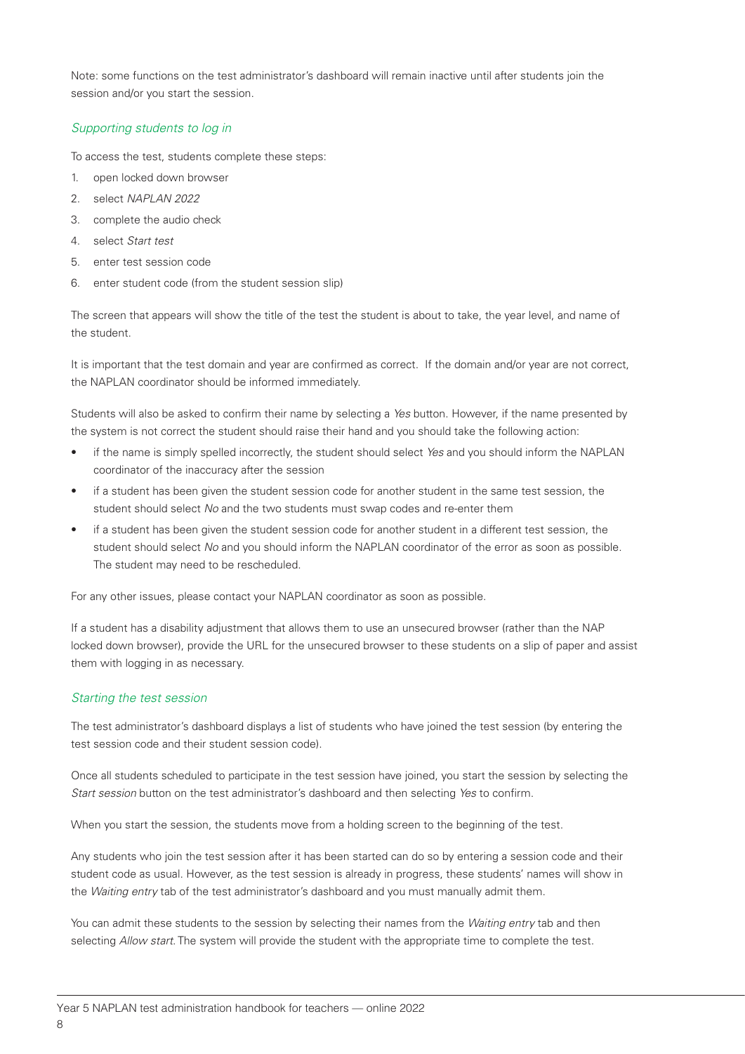Note: some functions on the test administrator's dashboard will remain inactive until after students join the session and/or you start the session.

### *Supporting students to log in*

To access the test, students complete these steps:

1. open locked down browser
2. select *NAPLAN 2022*
3. complete the audio check
4. select *Start test*
5. enter test session code
6. enter student code (from the student session slip)

The screen that appears will show the title of the test the student is about to take, the year level, and name of the student.

It is important that the test domain and year are confirmed as correct. If the domain and/or year are not correct, the NAPLAN coordinator should be informed immediately.

Students will also be asked to confirm their name by selecting a *Yes* button. However, if the name presented by the system is not correct the student should raise their hand and you should take the following action:

- if the name is simply spelled incorrectly, the student should select *Yes* and you should inform the NAPLAN coordinator of the inaccuracy after the session
- if a student has been given the student session code for another student in the same test session, the student should select *No* and the two students must swap codes and re-enter them
- if a student has been given the student session code for another student in a different test session, the student should select *No* and you should inform the NAPLAN coordinator of the error as soon as possible. The student may need to be rescheduled.

For any other issues, please contact your NAPLAN coordinator as soon as possible.

If a student has a disability adjustment that allows them to use an unsecured browser (rather than the NAP locked down browser), provide the URL for the unsecured browser to these students on a slip of paper and assist them with logging in as necessary.

### *Starting the test session*

The test administrator's dashboard displays a list of students who have joined the test session (by entering the test session code and their student session code).

Once all students scheduled to participate in the test session have joined, you start the session by selecting the *Start session* button on the test administrator's dashboard and then selecting *Yes* to confirm.

When you start the session, the students move from a holding screen to the beginning of the test.

Any students who join the test session after it has been started can do so by entering a session code and their student code as usual. However, as the test session is already in progress, these students' names will show in the *Waiting entry* tab of the test administrator's dashboard and you must manually admit them.

You can admit these students to the session by selecting their names from the *Waiting entry* tab and then selecting *Allow start*. The system will provide the student with the appropriate time to complete the test.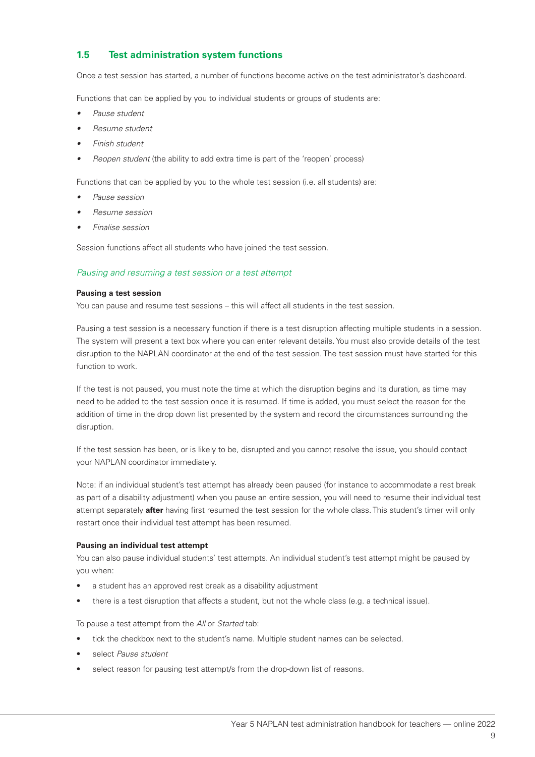## 1.5 Test administration system functions

Once a test session has started, a number of functions become active on the test administrator's dashboard.

Functions that can be applied by you to individual students or groups of students are:

- *Pause student*
- *Resume student*
- *Finish student*
- *Reopen student* (the ability to add extra time is part of the 'reopen' process)

Functions that can be applied by you to the whole test session (i.e. all students) are:

- *Pause session*
- *Resume session*
- *Finalise session*

Session functions affect all students who have joined the test session.

### *Pausing and resuming a test session or a test attempt*

**Pausing a test session**

You can pause and resume test sessions – this will affect all students in the test session.

Pausing a test session is a necessary function if there is a test disruption affecting multiple students in a session. The system will present a text box where you can enter relevant details. You must also provide details of the test disruption to the NAPLAN coordinator at the end of the test session. The test session must have started for this function to work.

If the test is not paused, you must note the time at which the disruption begins and its duration, as time may need to be added to the test session once it is resumed. If time is added, you must select the reason for the addition of time in the drop down list presented by the system and record the circumstances surrounding the disruption.

If the test session has been, or is likely to be, disrupted and you cannot resolve the issue, you should contact your NAPLAN coordinator immediately.

Note: if an individual student's test attempt has already been paused (for instance to accommodate a rest break as part of a disability adjustment) when you pause an entire session, you will need to resume their individual test attempt separately **after** having first resumed the test session for the whole class. This student's timer will only restart once their individual test attempt has been resumed.

**Pausing an individual test attempt**

You can also pause individual students' test attempts. An individual student's test attempt might be paused by you when:

- a student has an approved rest break as a disability adjustment
- there is a test disruption that affects a student, but not the whole class (e.g. a technical issue).

To pause a test attempt from the *All* or *Started* tab:

- tick the checkbox next to the student's name. Multiple student names can be selected.
- select *Pause student*
- select reason for pausing test attempt/s from the drop-down list of reasons.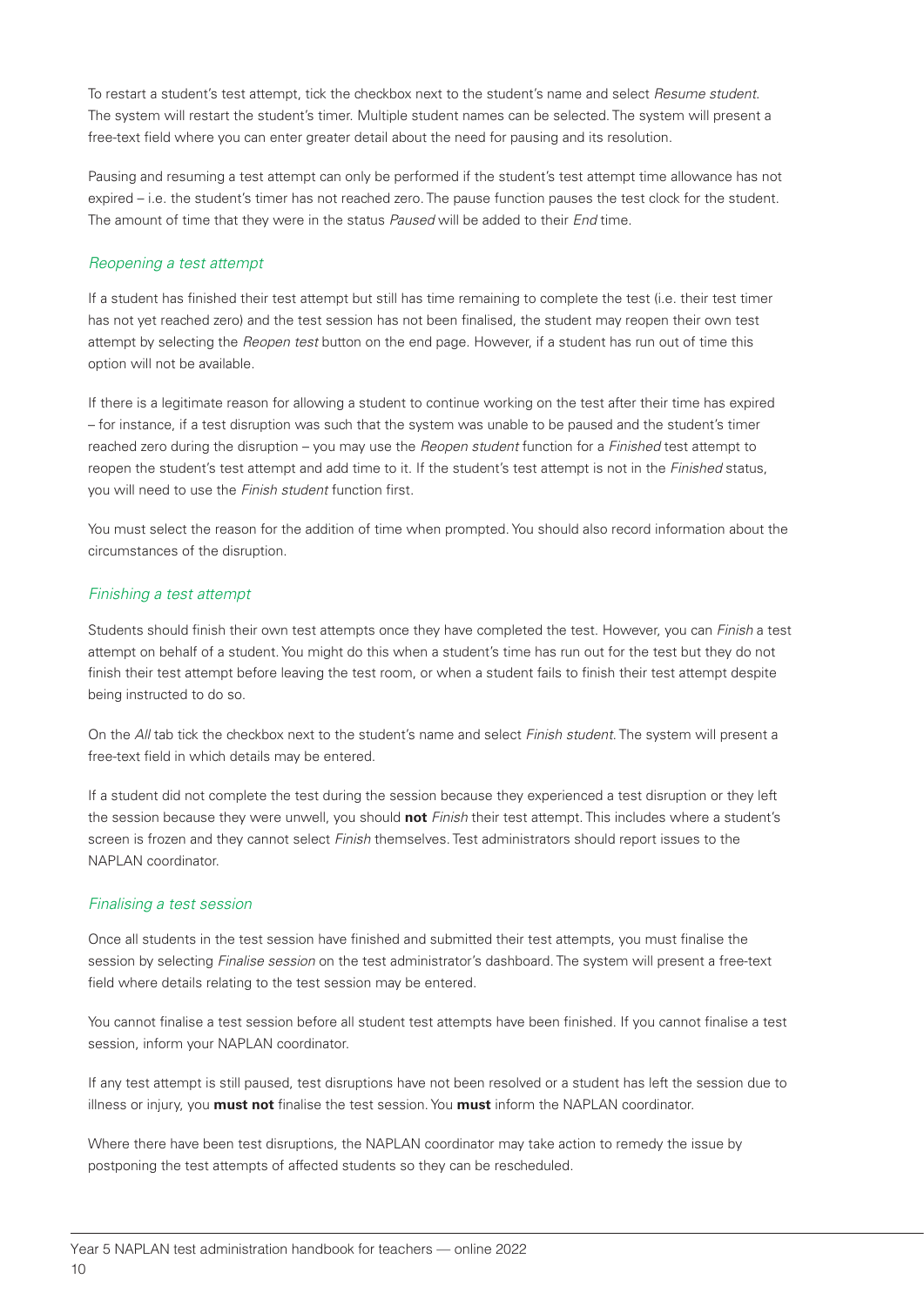To restart a student's test attempt, tick the checkbox next to the student's name and select *Resume student*. The system will restart the student's timer. Multiple student names can be selected. The system will present a free-text field where you can enter greater detail about the need for pausing and its resolution.

Pausing and resuming a test attempt can only be performed if the student's test attempt time allowance has not expired – i.e. the student's timer has not reached zero. The pause function pauses the test clock for the student. The amount of time that they were in the status *Paused* will be added to their *End* time.

### *Reopening a test attempt*

If a student has finished their test attempt but still has time remaining to complete the test (i.e. their test timer has not yet reached zero) and the test session has not been finalised, the student may reopen their own test attempt by selecting the *Reopen test* button on the end page. However, if a student has run out of time this option will not be available.

If there is a legitimate reason for allowing a student to continue working on the test after their time has expired – for instance, if a test disruption was such that the system was unable to be paused and the student's timer reached zero during the disruption – you may use the *Reopen student* function for a *Finished* test attempt to reopen the student's test attempt and add time to it. If the student's test attempt is not in the *Finished* status, you will need to use the *Finish student* function first.

You must select the reason for the addition of time when prompted. You should also record information about the circumstances of the disruption.

### *Finishing a test attempt*

Students should finish their own test attempts once they have completed the test. However, you can *Finish* a test attempt on behalf of a student. You might do this when a student's time has run out for the test but they do not finish their test attempt before leaving the test room, or when a student fails to finish their test attempt despite being instructed to do so.

On the *All* tab tick the checkbox next to the student's name and select *Finish student*. The system will present a free-text field in which details may be entered.

If a student did not complete the test during the session because they experienced a test disruption or they left the session because they were unwell, you should **not** *Finish* their test attempt. This includes where a student's screen is frozen and they cannot select *Finish* themselves. Test administrators should report issues to the NAPLAN coordinator.

### *Finalising a test session*

Once all students in the test session have finished and submitted their test attempts, you must finalise the session by selecting *Finalise session* on the test administrator's dashboard. The system will present a free-text field where details relating to the test session may be entered.

You cannot finalise a test session before all student test attempts have been finished. If you cannot finalise a test session, inform your NAPLAN coordinator.

If any test attempt is still paused, test disruptions have not been resolved or a student has left the session due to illness or injury, you **must not** finalise the test session. You **must** inform the NAPLAN coordinator.

Where there have been test disruptions, the NAPLAN coordinator may take action to remedy the issue by postponing the test attempts of affected students so they can be rescheduled.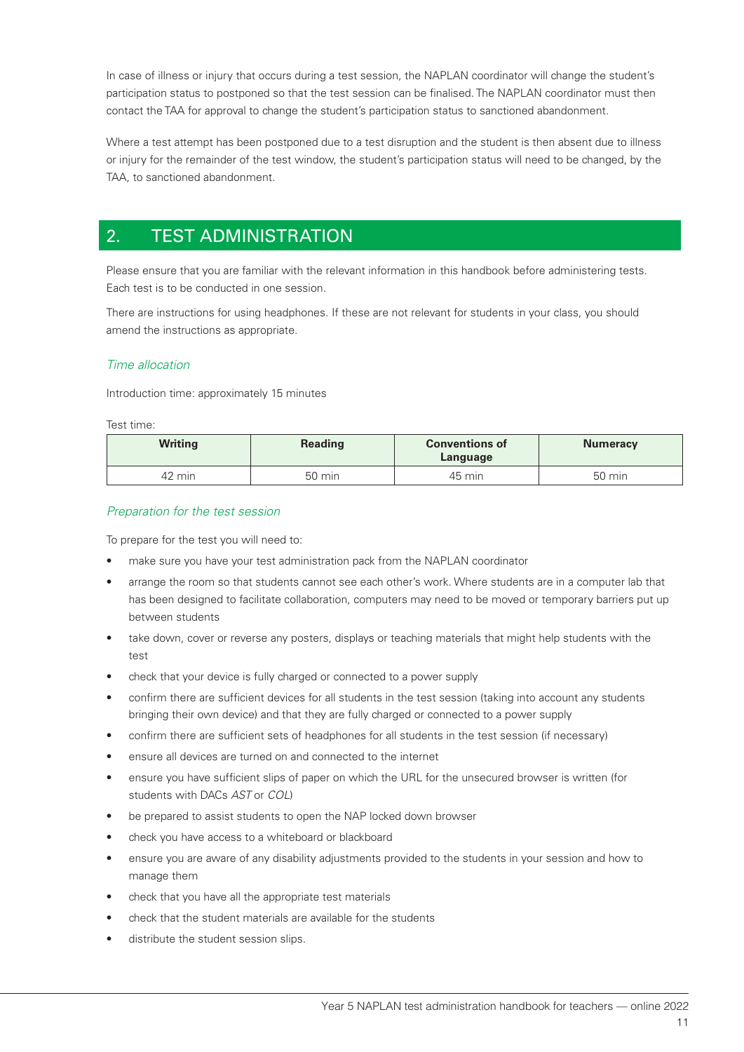In case of illness or injury that occurs during a test session, the NAPLAN coordinator will change the student's participation status to postponed so that the test session can be finalised. The NAPLAN coordinator must then contact the TAA for approval to change the student's participation status to sanctioned abandonment.

Where a test attempt has been postponed due to a test disruption and the student is then absent due to illness or injury for the remainder of the test window, the student's participation status will need to be changed, by the TAA, to sanctioned abandonment.

## 2. TEST ADMINISTRATION

Please ensure that you are familiar with the relevant information in this handbook before administering tests. Each test is to be conducted in one session.

There are instructions for using headphones. If these are not relevant for students in your class, you should amend the instructions as appropriate.

### *Time allocation*

Introduction time: approximately 15 minutes

Test time:

| Writing | Reading | Conventions of Language | Numeracy |
|---|---|---|---|
| 42 min | 50 min | 45 min | 50 min |

### *Preparation for the test session*

To prepare for the test you will need to:

- make sure you have your test administration pack from the NAPLAN coordinator
- arrange the room so that students cannot see each other's work. Where students are in a computer lab that has been designed to facilitate collaboration, computers may need to be moved or temporary barriers put up between students
- take down, cover or reverse any posters, displays or teaching materials that might help students with the test
- check that your device is fully charged or connected to a power supply
- confirm there are sufficient devices for all students in the test session (taking into account any students bringing their own device) and that they are fully charged or connected to a power supply
- confirm there are sufficient sets of headphones for all students in the test session (if necessary)
- ensure all devices are turned on and connected to the internet
- ensure you have sufficient slips of paper on which the URL for the unsecured browser is written (for students with DACs *AST* or *COL*)
- be prepared to assist students to open the NAP locked down browser
- check you have access to a whiteboard or blackboard
- ensure you are aware of any disability adjustments provided to the students in your session and how to manage them
- check that you have all the appropriate test materials
- check that the student materials are available for the students
- distribute the student session slips.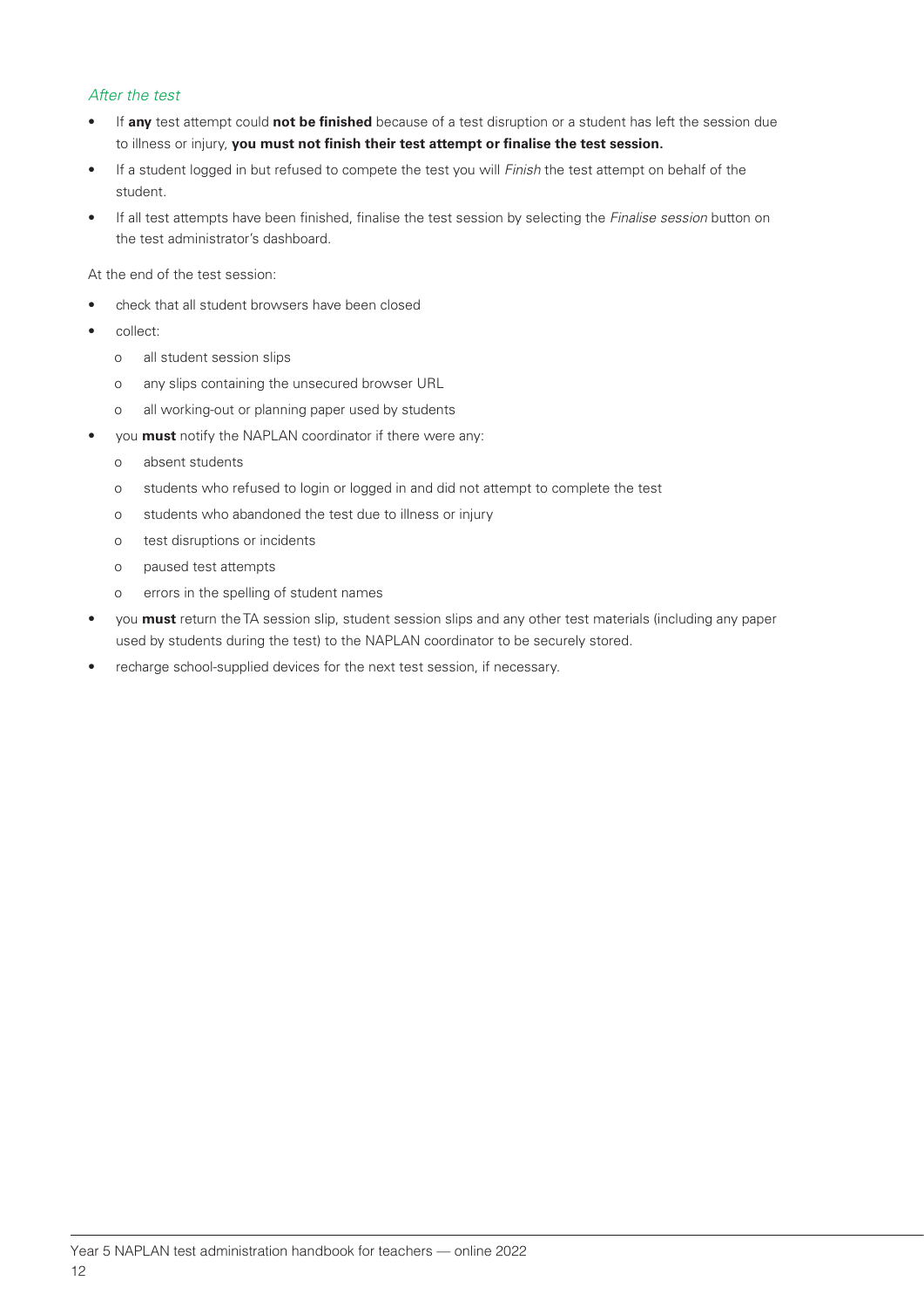### *After the test*

- If **any** test attempt could **not be finished** because of a test disruption or a student has left the session due to illness or injury, **you must not finish their test attempt or finalise the test session.**
- If a student logged in but refused to compete the test you will *Finish* the test attempt on behalf of the student.
- If all test attempts have been finished, finalise the test session by selecting the *Finalise session* button on the test administrator's dashboard.

At the end of the test session:

- check that all student browsers have been closed
- collect:
  - all student session slips
  - any slips containing the unsecured browser URL
  - all working-out or planning paper used by students
- you **must** notify the NAPLAN coordinator if there were any:
  - absent students
  - students who refused to login or logged in and did not attempt to complete the test
  - students who abandoned the test due to illness or injury
  - test disruptions or incidents
  - paused test attempts
  - errors in the spelling of student names
- you **must** return the TA session slip, student session slips and any other test materials (including any paper used by students during the test) to the NAPLAN coordinator to be securely stored.
- recharge school-supplied devices for the next test session, if necessary.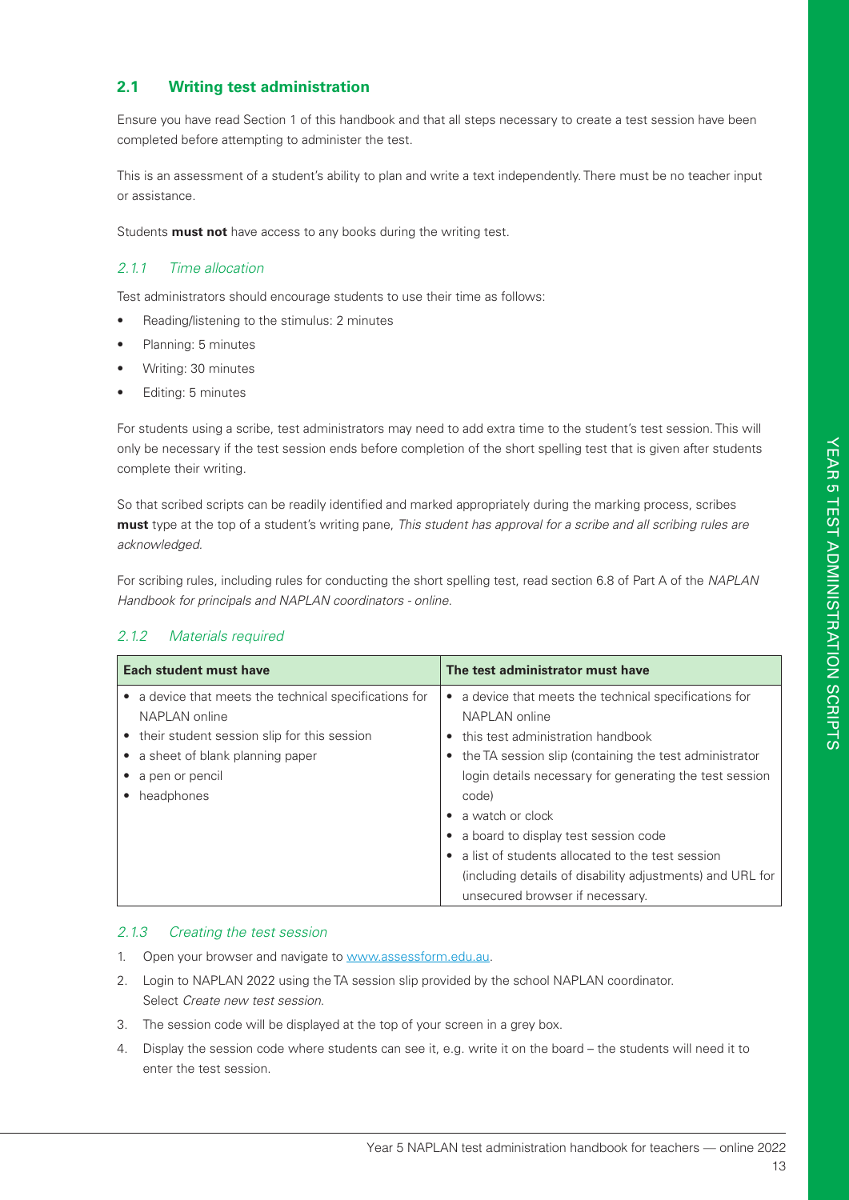## 2.1 Writing test administration

Ensure you have read Section 1 of this handbook and that all steps necessary to create a test session have been completed before attempting to administer the test.

This is an assessment of a student's ability to plan and write a text independently. There must be no teacher input or assistance.

Students **must not** have access to any books during the writing test.

### *2.1.1 Time allocation*

Test administrators should encourage students to use their time as follows:

- Reading/listening to the stimulus: 2 minutes
- Planning: 5 minutes
- Writing: 30 minutes
- Editing: 5 minutes

For students using a scribe, test administrators may need to add extra time to the student's test session. This will only be necessary if the test session ends before completion of the short spelling test that is given after students complete their writing.

So that scribed scripts can be readily identified and marked appropriately during the marking process, scribes **must** type at the top of a student's writing pane, *This student has approval for a scribe and all scribing rules are acknowledged.*

For scribing rules, including rules for conducting the short spelling test, read section 6.8 of Part A of the *NAPLAN Handbook for principals and NAPLAN coordinators - online.*

### *2.1.2 Materials required*

| Each student must have | The test administrator must have |
|---|---|
| • a device that meets the technical specifications for NAPLAN online<br>• their student session slip for this session<br>• a sheet of blank planning paper<br>• a pen or pencil<br>• headphones | • a device that meets the technical specifications for NAPLAN online<br>• this test administration handbook<br>• the TA session slip (containing the test administrator login details necessary for generating the test session code)<br>• a watch or clock<br>• a board to display test session code<br>• a list of students allocated to the test session (including details of disability adjustments) and URL for unsecured browser if necessary. |

### *2.1.3 Creating the test session*

1. Open your browser and navigate to www.assessform.edu.au.
2. Login to NAPLAN 2022 using the TA session slip provided by the school NAPLAN coordinator. Select *Create new test session.*
3. The session code will be displayed at the top of your screen in a grey box.
4. Display the session code where students can see it, e.g. write it on the board – the students will need it to enter the test session.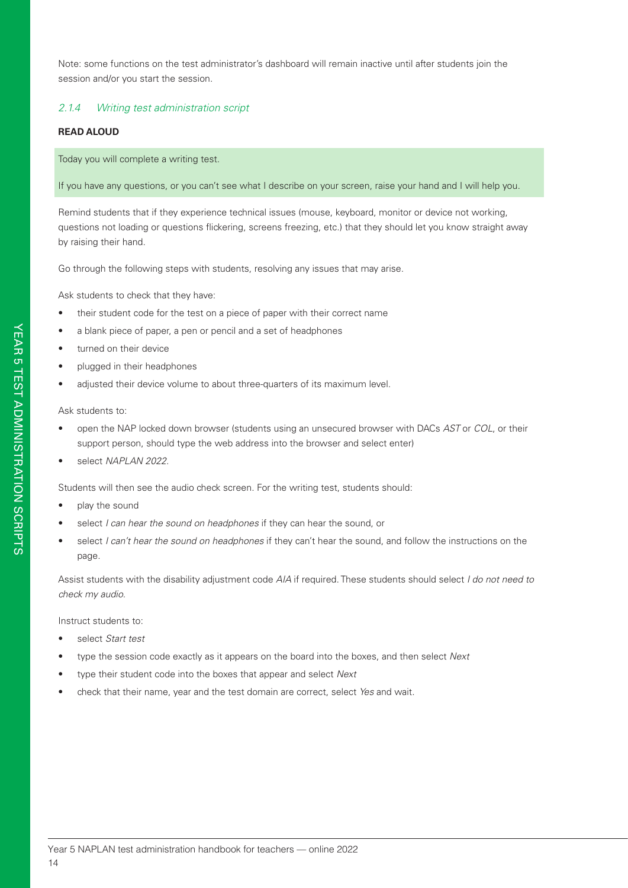Note: some functions on the test administrator's dashboard will remain inactive until after students join the session and/or you start the session.

### *2.1.4 Writing test administration script*

**READ ALOUD**

Today you will complete a writing test.

If you have any questions, or you can't see what I describe on your screen, raise your hand and I will help you.

Remind students that if they experience technical issues (mouse, keyboard, monitor or device not working, questions not loading or questions flickering, screens freezing, etc.) that they should let you know straight away by raising their hand.

Go through the following steps with students, resolving any issues that may arise.

Ask students to check that they have:

- their student code for the test on a piece of paper with their correct name
- a blank piece of paper, a pen or pencil and a set of headphones
- turned on their device
- plugged in their headphones
- adjusted their device volume to about three-quarters of its maximum level.

Ask students to:

- open the NAP locked down browser (students using an unsecured browser with DACs *AST* or *COL*, or their support person, should type the web address into the browser and select enter)
- select *NAPLAN 2022*.

Students will then see the audio check screen. For the writing test, students should:

- play the sound
- select *I can hear the sound on headphones* if they can hear the sound, or
- select *I can't hear the sound on headphones* if they can't hear the sound, and follow the instructions on the page.

Assist students with the disability adjustment code *AIA* if required. These students should select *I do not need to check my audio.*

Instruct students to:

- select *Start test*
- type the session code exactly as it appears on the board into the boxes, and then select *Next*
- type their student code into the boxes that appear and select *Next*
- check that their name, year and the test domain are correct, select *Yes* and wait.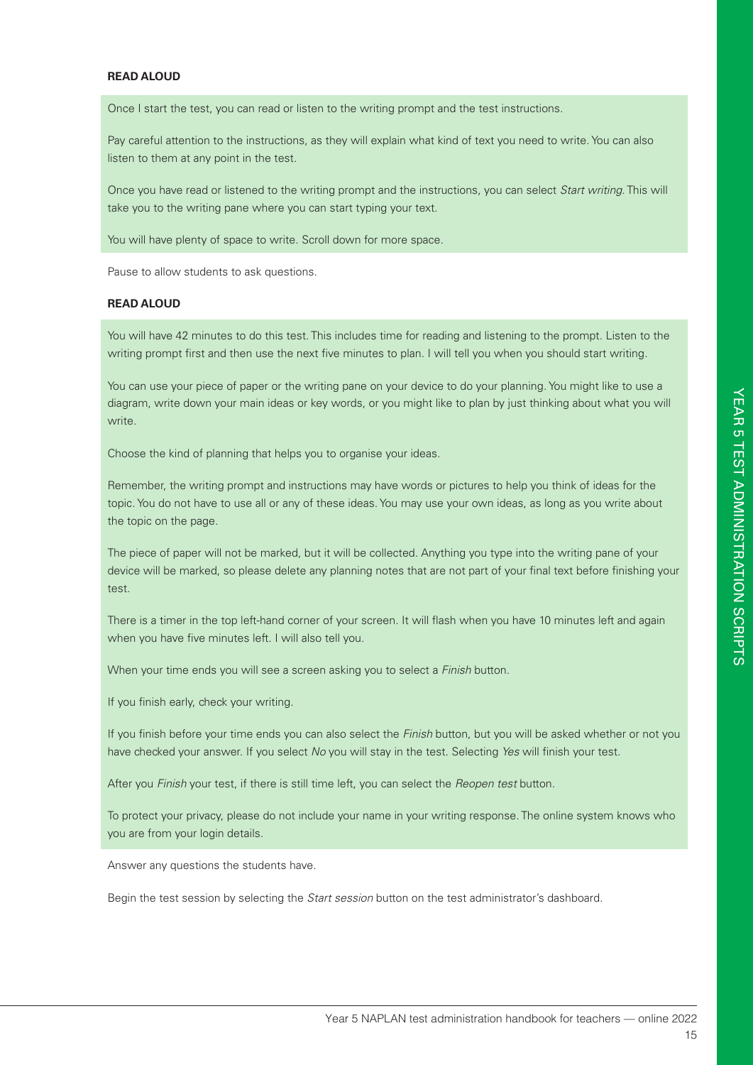**READ ALOUD**

Once I start the test, you can read or listen to the writing prompt and the test instructions.

Pay careful attention to the instructions, as they will explain what kind of text you need to write. You can also listen to them at any point in the test.

Once you have read or listened to the writing prompt and the instructions, you can select *Start writing*. This will take you to the writing pane where you can start typing your text.

You will have plenty of space to write. Scroll down for more space.

Pause to allow students to ask questions.

**READ ALOUD**

You will have 42 minutes to do this test. This includes time for reading and listening to the prompt. Listen to the writing prompt first and then use the next five minutes to plan. I will tell you when you should start writing.

You can use your piece of paper or the writing pane on your device to do your planning. You might like to use a diagram, write down your main ideas or key words, or you might like to plan by just thinking about what you will write.

Choose the kind of planning that helps you to organise your ideas.

Remember, the writing prompt and instructions may have words or pictures to help you think of ideas for the topic. You do not have to use all or any of these ideas. You may use your own ideas, as long as you write about the topic on the page.

The piece of paper will not be marked, but it will be collected. Anything you type into the writing pane of your device will be marked, so please delete any planning notes that are not part of your final text before finishing your test.

There is a timer in the top left-hand corner of your screen. It will flash when you have 10 minutes left and again when you have five minutes left. I will also tell you.

When your time ends you will see a screen asking you to select a *Finish* button.

If you finish early, check your writing.

If you finish before your time ends you can also select the *Finish* button, but you will be asked whether or not you have checked your answer. If you select *No* you will stay in the test. Selecting *Yes* will finish your test.

After you *Finish* your test, if there is still time left, you can select the *Reopen test* button.

To protect your privacy, please do not include your name in your writing response. The online system knows who you are from your login details.

Answer any questions the students have.

Begin the test session by selecting the *Start session* button on the test administrator's dashboard.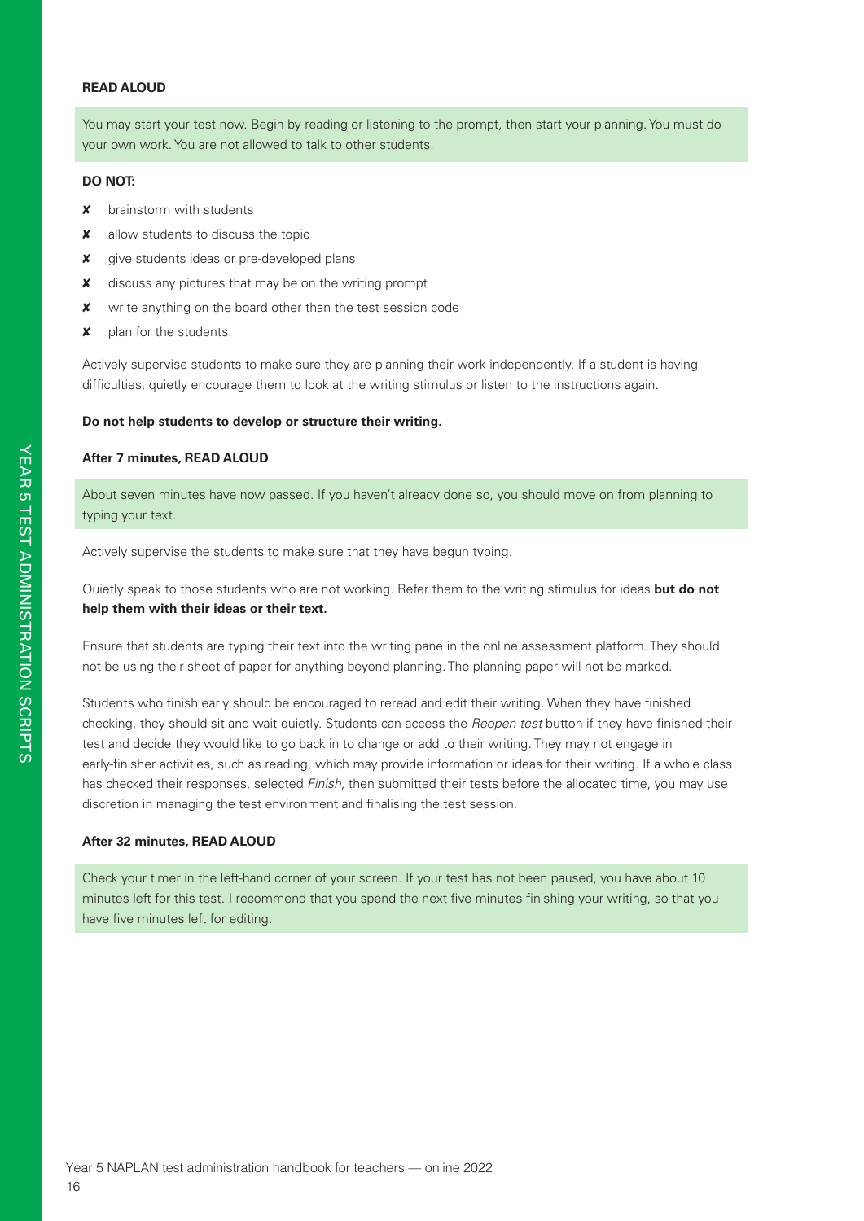**READ ALOUD**

> You may start your test now. Begin by reading or listening to the prompt, then start your planning. You must do your own work. You are not allowed to talk to other students.

**DO NOT:**

- ✘ brainstorm with students
- ✘ allow students to discuss the topic
- ✘ give students ideas or pre-developed plans
- ✘ discuss any pictures that may be on the writing prompt
- ✘ write anything on the board other than the test session code
- ✘ plan for the students.

Actively supervise students to make sure they are planning their work independently. If a student is having difficulties, quietly encourage them to look at the writing stimulus or listen to the instructions again.

**Do not help students to develop or structure their writing.**

**After 7 minutes, READ ALOUD**

> About seven minutes have now passed. If you haven't already done so, you should move on from planning to typing your text.

Actively supervise the students to make sure that they have begun typing.

Quietly speak to those students who are not working. Refer them to the writing stimulus for ideas **but do not help them with their ideas or their text.**

Ensure that students are typing their text into the writing pane in the online assessment platform. They should not be using their sheet of paper for anything beyond planning. The planning paper will not be marked.

Students who finish early should be encouraged to reread and edit their writing. When they have finished checking, they should sit and wait quietly. Students can access the *Reopen test* button if they have finished their test and decide they would like to go back in to change or add to their writing. They may not engage in early-finisher activities, such as reading, which may provide information or ideas for their writing. If a whole class has checked their responses, selected *Finish*, then submitted their tests before the allocated time, you may use discretion in managing the test environment and finalising the test session.

**After 32 minutes, READ ALOUD**

> Check your timer in the left-hand corner of your screen. If your test has not been paused, you have about 10 minutes left for this test. I recommend that you spend the next five minutes finishing your writing, so that you have five minutes left for editing.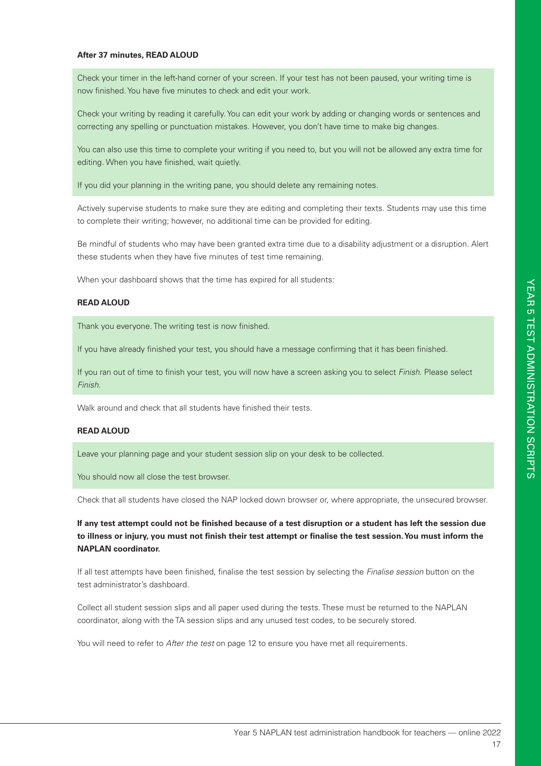**After 37 minutes, READ ALOUD**

Check your timer in the left-hand corner of your screen. If your test has not been paused, your writing time is now finished. You have five minutes to check and edit your work.

Check your writing by reading it carefully. You can edit your work by adding or changing words or sentences and correcting any spelling or punctuation mistakes. However, you don't have time to make big changes.

You can also use this time to complete your writing if you need to, but you will not be allowed any extra time for editing. When you have finished, wait quietly.

If you did your planning in the writing pane, you should delete any remaining notes.

Actively supervise students to make sure they are editing and completing their texts. Students may use this time to complete their writing; however, no additional time can be provided for editing.

Be mindful of students who may have been granted extra time due to a disability adjustment or a disruption. Alert these students when they have five minutes of test time remaining.

When your dashboard shows that the time has expired for all students:

**READ ALOUD**

Thank you everyone. The writing test is now finished.

If you have already finished your test, you should have a message confirming that it has been finished.

If you ran out of time to finish your test, you will now have a screen asking you to select *Finish*. Please select *Finish*.

Walk around and check that all students have finished their tests.

**READ ALOUD**

Leave your planning page and your student session slip on your desk to be collected.

You should now all close the test browser.

Check that all students have closed the NAP locked down browser or, where appropriate, the unsecured browser.

**If any test attempt could not be finished because of a test disruption or a student has left the session due to illness or injury, you must not finish their test attempt or finalise the test session. You must inform the NAPLAN coordinator.**

If all test attempts have been finished, finalise the test session by selecting the *Finalise session* button on the test administrator's dashboard.

Collect all student session slips and all paper used during the tests. These must be returned to the NAPLAN coordinator, along with the TA session slips and any unused test codes, to be securely stored.

You will need to refer to *After the test* on page 12 to ensure you have met all requirements.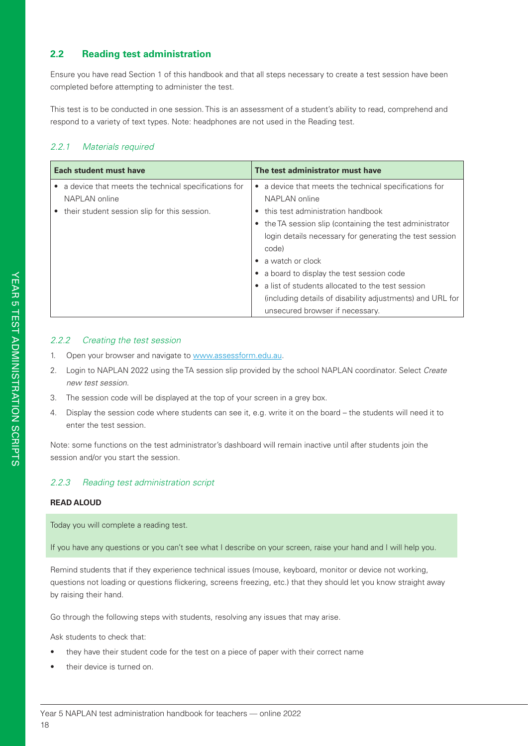## 2.2 Reading test administration

Ensure you have read Section 1 of this handbook and that all steps necessary to create a test session have been completed before attempting to administer the test.

This test is to be conducted in one session. This is an assessment of a student's ability to read, comprehend and respond to a variety of text types. Note: headphones are not used in the Reading test.

### *2.2.1 Materials required*

| Each student must have | The test administrator must have |
|---|---|
| • a device that meets the technical specifications for NAPLAN online<br>• their student session slip for this session. | • a device that meets the technical specifications for NAPLAN online<br>• this test administration handbook<br>• the TA session slip (containing the test administrator login details necessary for generating the test session code)<br>• a watch or clock<br>• a board to display the test session code<br>• a list of students allocated to the test session (including details of disability adjustments) and URL for unsecured browser if necessary. |

### *2.2.2 Creating the test session*

1. Open your browser and navigate to www.assessform.edu.au.
2. Login to NAPLAN 2022 using the TA session slip provided by the school NAPLAN coordinator. Select *Create new test session*.
3. The session code will be displayed at the top of your screen in a grey box.
4. Display the session code where students can see it, e.g. write it on the board – the students will need it to enter the test session.

Note: some functions on the test administrator's dashboard will remain inactive until after students join the session and/or you start the session.

### *2.2.3 Reading test administration script*

**READ ALOUD**

> Today you will complete a reading test.
>
> If you have any questions or you can't see what I describe on your screen, raise your hand and I will help you.

Remind students that if they experience technical issues (mouse, keyboard, monitor or device not working, questions not loading or questions flickering, screens freezing, etc.) that they should let you know straight away by raising their hand.

Go through the following steps with students, resolving any issues that may arise.

Ask students to check that:

- they have their student code for the test on a piece of paper with their correct name
- their device is turned on.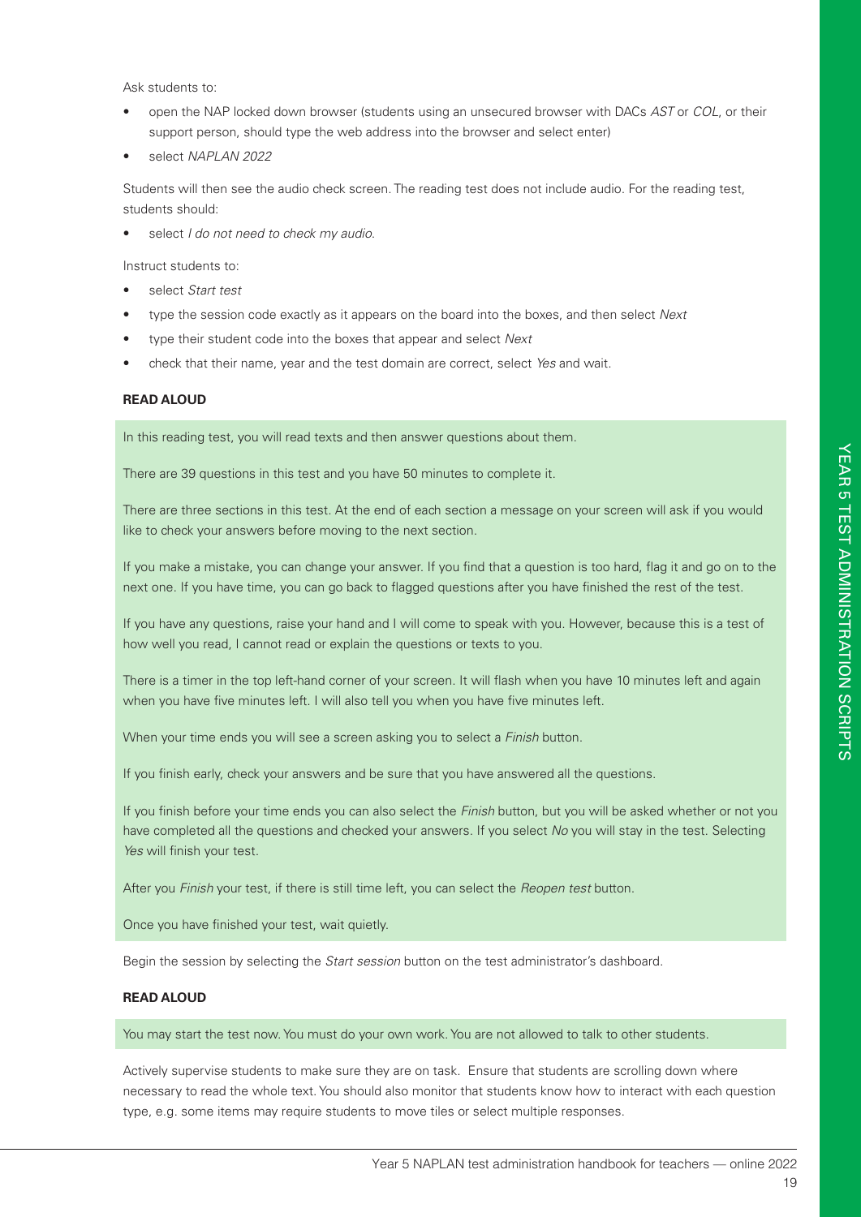Ask students to:

- open the NAP locked down browser (students using an unsecured browser with DACs *AST* or *COL*, or their support person, should type the web address into the browser and select enter)
- select *NAPLAN 2022*

Students will then see the audio check screen. The reading test does not include audio. For the reading test, students should:

- select *I do not need to check my audio.*

Instruct students to:

- select *Start test*
- type the session code exactly as it appears on the board into the boxes, and then select *Next*
- type their student code into the boxes that appear and select *Next*
- check that their name, year and the test domain are correct, select *Yes* and wait.

**READ ALOUD**

> In this reading test, you will read texts and then answer questions about them.
>
> There are 39 questions in this test and you have 50 minutes to complete it.
>
> There are three sections in this test. At the end of each section a message on your screen will ask if you would like to check your answers before moving to the next section.
>
> If you make a mistake, you can change your answer. If you find that a question is too hard, flag it and go on to the next one. If you have time, you can go back to flagged questions after you have finished the rest of the test.
>
> If you have any questions, raise your hand and I will come to speak with you. However, because this is a test of how well you read, I cannot read or explain the questions or texts to you.
>
> There is a timer in the top left-hand corner of your screen. It will flash when you have 10 minutes left and again when you have five minutes left. I will also tell you when you have five minutes left.
>
> When your time ends you will see a screen asking you to select a *Finish* button.
>
> If you finish early, check your answers and be sure that you have answered all the questions.
>
> If you finish before your time ends you can also select the *Finish* button, but you will be asked whether or not you have completed all the questions and checked your answers. If you select *No* you will stay in the test. Selecting *Yes* will finish your test.
>
> After you *Finish* your test, if there is still time left, you can select the *Reopen test* button.
>
> Once you have finished your test, wait quietly.

Begin the session by selecting the *Start session* button on the test administrator's dashboard.

**READ ALOUD**

> You may start the test now. You must do your own work. You are not allowed to talk to other students.

Actively supervise students to make sure they are on task. Ensure that students are scrolling down where necessary to read the whole text. You should also monitor that students know how to interact with each question type, e.g. some items may require students to move tiles or select multiple responses.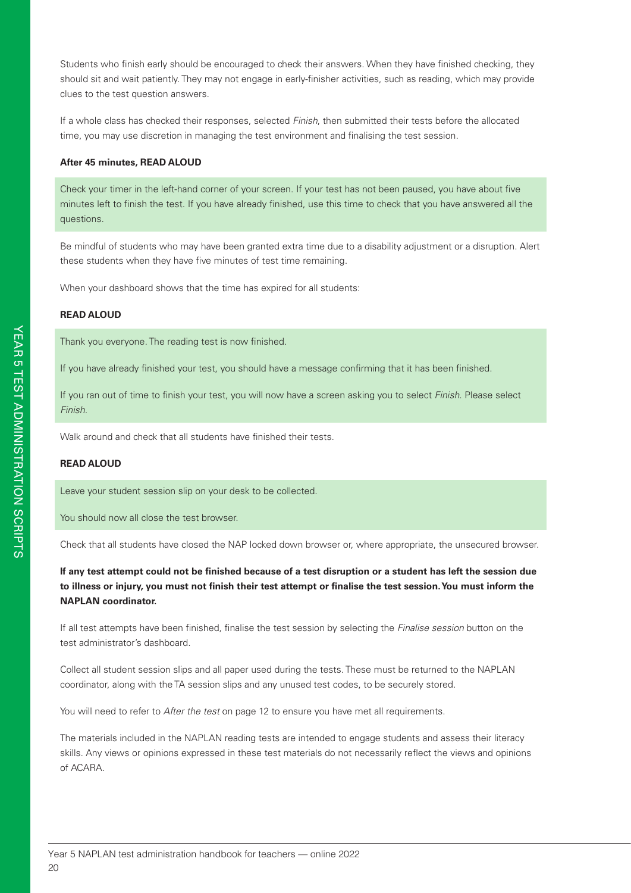Students who finish early should be encouraged to check their answers. When they have finished checking, they should sit and wait patiently. They may not engage in early-finisher activities, such as reading, which may provide clues to the test question answers.

If a whole class has checked their responses, selected *Finish*, then submitted their tests before the allocated time, you may use discretion in managing the test environment and finalising the test session.

**After 45 minutes, READ ALOUD**

> Check your timer in the left-hand corner of your screen. If your test has not been paused, you have about five minutes left to finish the test. If you have already finished, use this time to check that you have answered all the questions.

Be mindful of students who may have been granted extra time due to a disability adjustment or a disruption. Alert these students when they have five minutes of test time remaining.

When your dashboard shows that the time has expired for all students:

**READ ALOUD**

> Thank you everyone. The reading test is now finished.
>
> If you have already finished your test, you should have a message confirming that it has been finished.
>
> If you ran out of time to finish your test, you will now have a screen asking you to select *Finish*. Please select *Finish*.

Walk around and check that all students have finished their tests.

**READ ALOUD**

> Leave your student session slip on your desk to be collected.
>
> You should now all close the test browser.

Check that all students have closed the NAP locked down browser or, where appropriate, the unsecured browser.

**If any test attempt could not be finished because of a test disruption or a student has left the session due to illness or injury, you must not finish their test attempt or finalise the test session. You must inform the NAPLAN coordinator.**

If all test attempts have been finished, finalise the test session by selecting the *Finalise session* button on the test administrator's dashboard.

Collect all student session slips and all paper used during the tests. These must be returned to the NAPLAN coordinator, along with the TA session slips and any unused test codes, to be securely stored.

You will need to refer to *After the test* on page 12 to ensure you have met all requirements.

The materials included in the NAPLAN reading tests are intended to engage students and assess their literacy skills. Any views or opinions expressed in these test materials do not necessarily reflect the views and opinions of ACARA.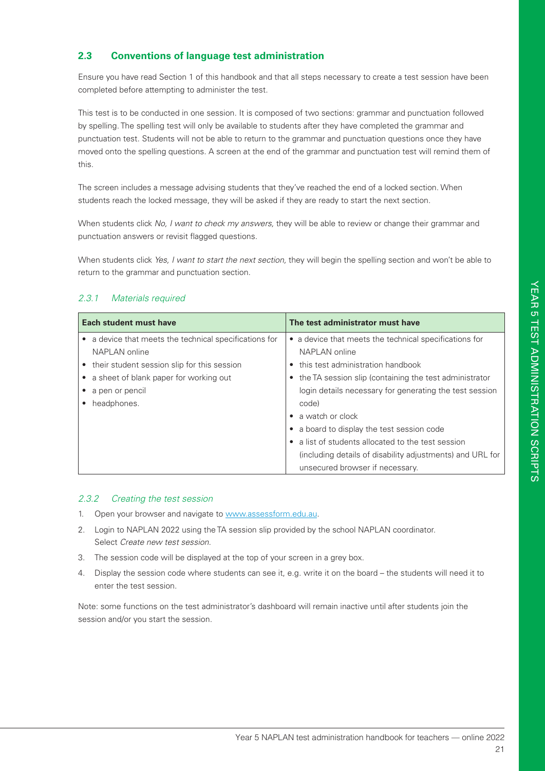## 2.3 Conventions of language test administration

Ensure you have read Section 1 of this handbook and that all steps necessary to create a test session have been completed before attempting to administer the test.

This test is to be conducted in one session. It is composed of two sections: grammar and punctuation followed by spelling. The spelling test will only be available to students after they have completed the grammar and punctuation test. Students will not be able to return to the grammar and punctuation questions once they have moved onto the spelling questions. A screen at the end of the grammar and punctuation test will remind them of this.

The screen includes a message advising students that they've reached the end of a locked section. When students reach the locked message, they will be asked if they are ready to start the next section.

When students click *No, I want to check my answers,* they will be able to review or change their grammar and punctuation answers or revisit flagged questions.

When students click *Yes, I want to start the next section,* they will begin the spelling section and won't be able to return to the grammar and punctuation section.

### *2.3.1 Materials required*

| Each student must have | The test administrator must have |
|---|---|
| • a device that meets the technical specifications for NAPLAN online<br>• their student session slip for this session<br>• a sheet of blank paper for working out<br>• a pen or pencil<br>• headphones. | • a device that meets the technical specifications for NAPLAN online<br>• this test administration handbook<br>• the TA session slip (containing the test administrator login details necessary for generating the test session code)<br>• a watch or clock<br>• a board to display the test session code<br>• a list of students allocated to the test session (including details of disability adjustments) and URL for unsecured browser if necessary. |

### *2.3.2 Creating the test session*

1. Open your browser and navigate to www.assessform.edu.au.
2. Login to NAPLAN 2022 using the TA session slip provided by the school NAPLAN coordinator. Select *Create new test session*.
3. The session code will be displayed at the top of your screen in a grey box.
4. Display the session code where students can see it, e.g. write it on the board – the students will need it to enter the test session.

Note: some functions on the test administrator's dashboard will remain inactive until after students join the session and/or you start the session.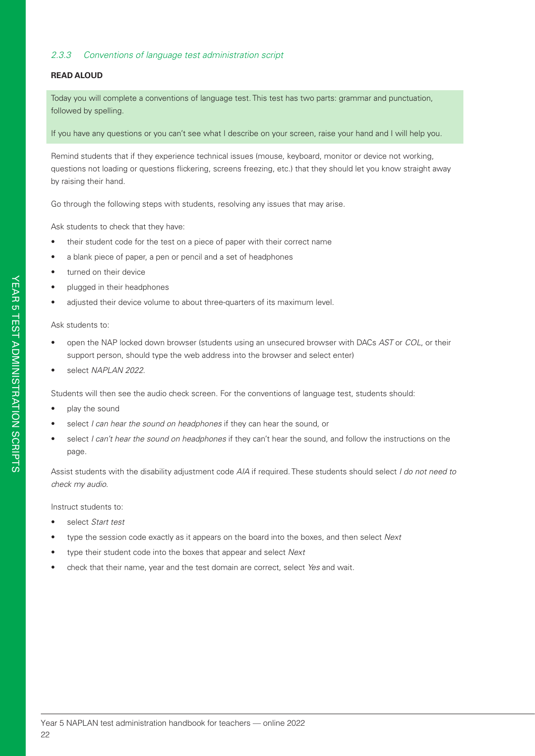### *2.3.3 Conventions of language test administration script*

**READ ALOUD**

Today you will complete a conventions of language test. This test has two parts: grammar and punctuation, followed by spelling.

If you have any questions or you can't see what I describe on your screen, raise your hand and I will help you.

Remind students that if they experience technical issues (mouse, keyboard, monitor or device not working, questions not loading or questions flickering, screens freezing, etc.) that they should let you know straight away by raising their hand.

Go through the following steps with students, resolving any issues that may arise.

Ask students to check that they have:

- their student code for the test on a piece of paper with their correct name
- a blank piece of paper, a pen or pencil and a set of headphones
- turned on their device
- plugged in their headphones
- adjusted their device volume to about three-quarters of its maximum level.

Ask students to:

- open the NAP locked down browser (students using an unsecured browser with DACs *AST* or *COL*, or their support person, should type the web address into the browser and select enter)
- select *NAPLAN 2022*.

Students will then see the audio check screen. For the conventions of language test, students should:

- play the sound
- select *I can hear the sound on headphones* if they can hear the sound, or
- select *I can't hear the sound on headphones* if they can't hear the sound, and follow the instructions on the page.

Assist students with the disability adjustment code *AIA* if required. These students should select *I do not need to check my audio.*

Instruct students to:

- select *Start test*
- type the session code exactly as it appears on the board into the boxes, and then select *Next*
- type their student code into the boxes that appear and select *Next*
- check that their name, year and the test domain are correct, select *Yes* and wait.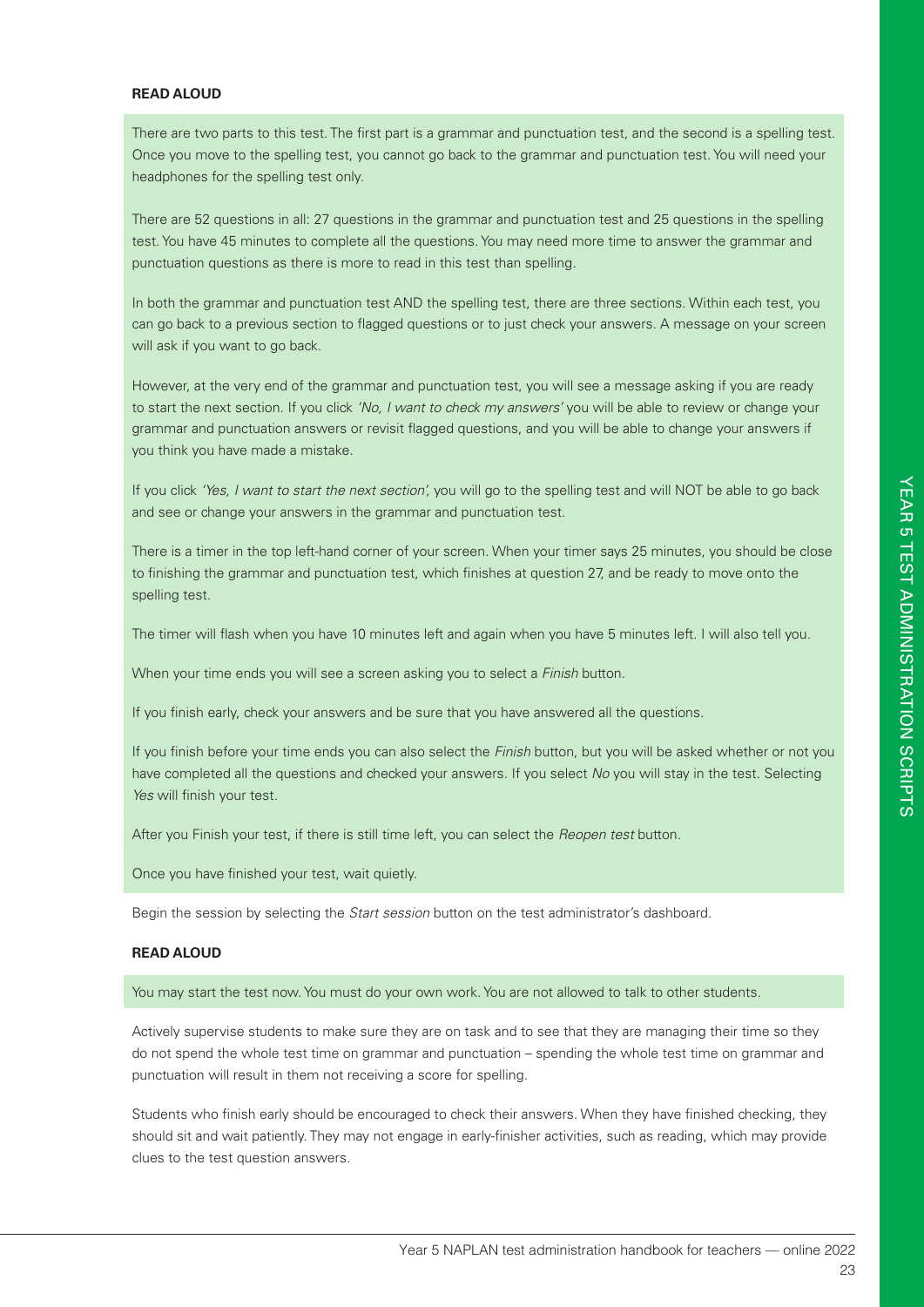**READ ALOUD**

There are two parts to this test. The first part is a grammar and punctuation test, and the second is a spelling test. Once you move to the spelling test, you cannot go back to the grammar and punctuation test. You will need your headphones for the spelling test only.

There are 52 questions in all: 27 questions in the grammar and punctuation test and 25 questions in the spelling test. You have 45 minutes to complete all the questions. You may need more time to answer the grammar and punctuation questions as there is more to read in this test than spelling.

In both the grammar and punctuation test AND the spelling test, there are three sections. Within each test, you can go back to a previous section to flagged questions or to just check your answers. A message on your screen will ask if you want to go back.

However, at the very end of the grammar and punctuation test, you will see a message asking if you are ready to start the next section. If you click *'No, I want to check my answers'* you will be able to review or change your grammar and punctuation answers or revisit flagged questions, and you will be able to change your answers if you think you have made a mistake.

If you click *'Yes, I want to start the next section',* you will go to the spelling test and will NOT be able to go back and see or change your answers in the grammar and punctuation test.

There is a timer in the top left-hand corner of your screen. When your timer says 25 minutes, you should be close to finishing the grammar and punctuation test, which finishes at question 27, and be ready to move onto the spelling test.

The timer will flash when you have 10 minutes left and again when you have 5 minutes left. I will also tell you.

When your time ends you will see a screen asking you to select a *Finish* button.

If you finish early, check your answers and be sure that you have answered all the questions.

If you finish before your time ends you can also select the *Finish* button, but you will be asked whether or not you have completed all the questions and checked your answers. If you select *No* you will stay in the test. Selecting *Yes* will finish your test.

After you Finish your test, if there is still time left, you can select the *Reopen test* button.

Once you have finished your test, wait quietly.

Begin the session by selecting the *Start session* button on the test administrator's dashboard.

**READ ALOUD**

You may start the test now. You must do your own work. You are not allowed to talk to other students.

Actively supervise students to make sure they are on task and to see that they are managing their time so they do not spend the whole test time on grammar and punctuation – spending the whole test time on grammar and punctuation will result in them not receiving a score for spelling.

Students who finish early should be encouraged to check their answers. When they have finished checking, they should sit and wait patiently. They may not engage in early-finisher activities, such as reading, which may provide clues to the test question answers.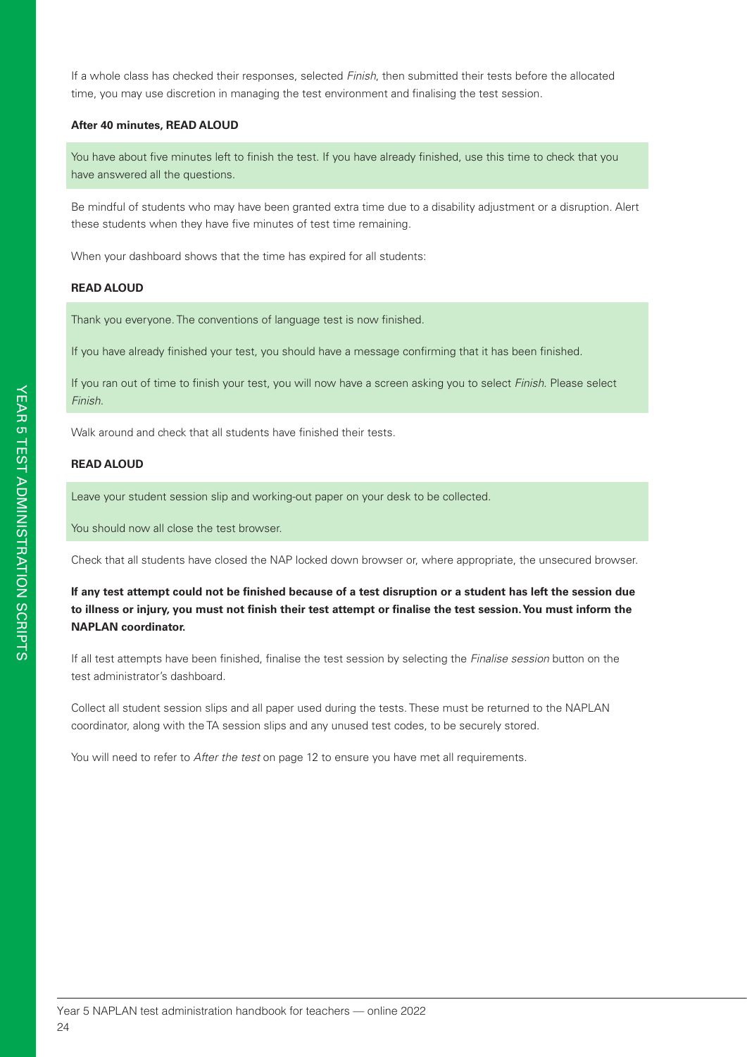If a whole class has checked their responses, selected *Finish*, then submitted their tests before the allocated time, you may use discretion in managing the test environment and finalising the test session.

**After 40 minutes, READ ALOUD**

> You have about five minutes left to finish the test. If you have already finished, use this time to check that you have answered all the questions.

Be mindful of students who may have been granted extra time due to a disability adjustment or a disruption. Alert these students when they have five minutes of test time remaining.

When your dashboard shows that the time has expired for all students:

**READ ALOUD**

> Thank you everyone. The conventions of language test is now finished.
>
> If you have already finished your test, you should have a message confirming that it has been finished.
>
> If you ran out of time to finish your test, you will now have a screen asking you to select *Finish*. Please select *Finish*.

Walk around and check that all students have finished their tests.

**READ ALOUD**

> Leave your student session slip and working-out paper on your desk to be collected.
>
> You should now all close the test browser.

Check that all students have closed the NAP locked down browser or, where appropriate, the unsecured browser.

**If any test attempt could not be finished because of a test disruption or a student has left the session due to illness or injury, you must not finish their test attempt or finalise the test session. You must inform the NAPLAN coordinator.**

If all test attempts have been finished, finalise the test session by selecting the *Finalise session* button on the test administrator's dashboard.

Collect all student session slips and all paper used during the tests. These must be returned to the NAPLAN coordinator, along with the TA session slips and any unused test codes, to be securely stored.

You will need to refer to *After the test* on page 12 to ensure you have met all requirements.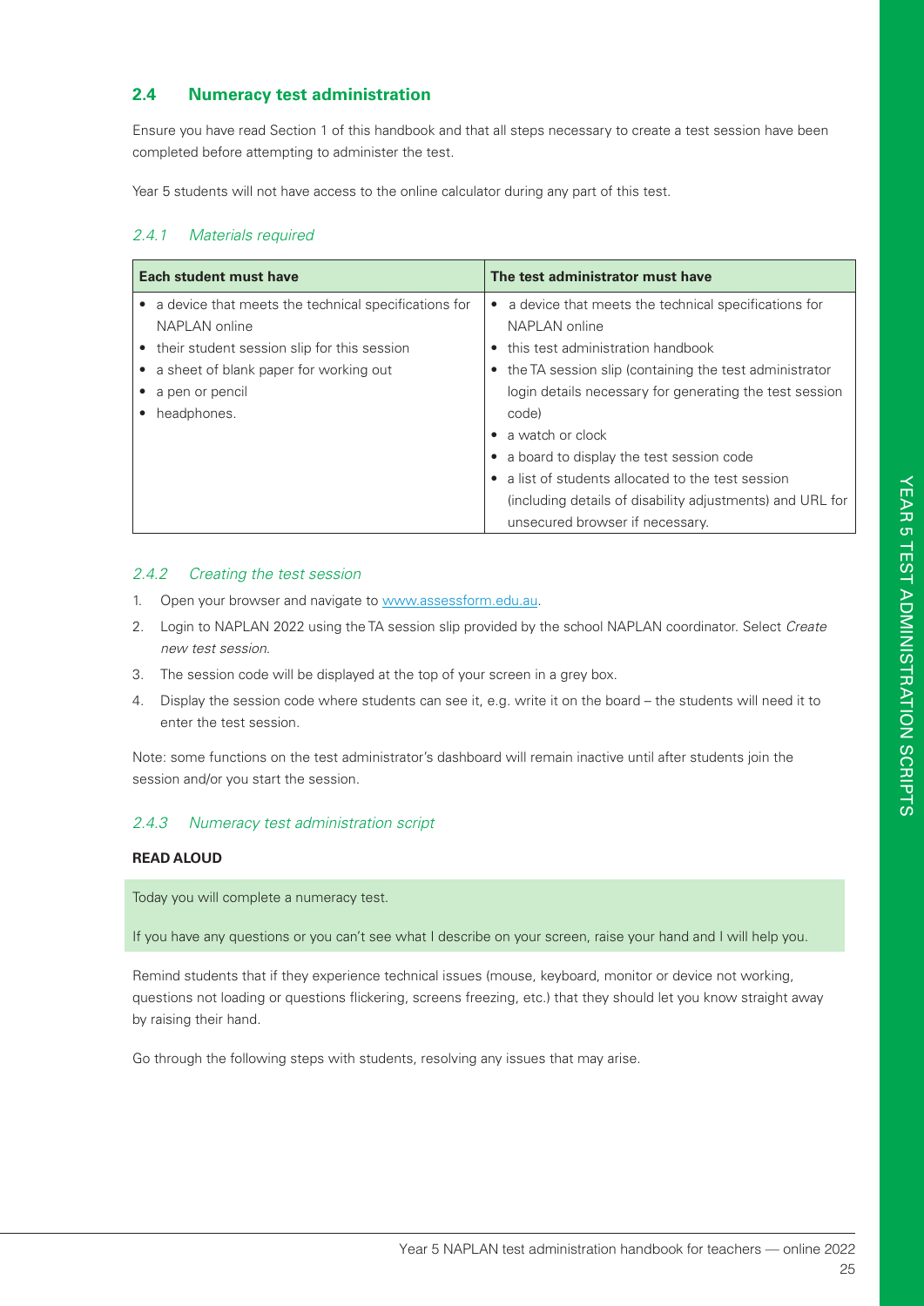## 2.4 Numeracy test administration

Ensure you have read Section 1 of this handbook and that all steps necessary to create a test session have been completed before attempting to administer the test.

Year 5 students will not have access to the online calculator during any part of this test.

### *2.4.1 Materials required*

| Each student must have | The test administrator must have |
|---|---|
| • a device that meets the technical specifications for NAPLAN online<br>• their student session slip for this session<br>• a sheet of blank paper for working out<br>• a pen or pencil<br>• headphones. | • a device that meets the technical specifications for NAPLAN online<br>• this test administration handbook<br>• the TA session slip (containing the test administrator login details necessary for generating the test session code)<br>• a watch or clock<br>• a board to display the test session code<br>• a list of students allocated to the test session (including details of disability adjustments) and URL for unsecured browser if necessary. |

### *2.4.2 Creating the test session*

1. Open your browser and navigate to www.assessform.edu.au.
2. Login to NAPLAN 2022 using the TA session slip provided by the school NAPLAN coordinator. Select *Create new test session*.
3. The session code will be displayed at the top of your screen in a grey box.
4. Display the session code where students can see it, e.g. write it on the board – the students will need it to enter the test session.

Note: some functions on the test administrator's dashboard will remain inactive until after students join the session and/or you start the session.

### *2.4.3 Numeracy test administration script*

**READ ALOUD**

Today you will complete a numeracy test.

If you have any questions or you can't see what I describe on your screen, raise your hand and I will help you.

Remind students that if they experience technical issues (mouse, keyboard, monitor or device not working, questions not loading or questions flickering, screens freezing, etc.) that they should let you know straight away by raising their hand.

Go through the following steps with students, resolving any issues that may arise.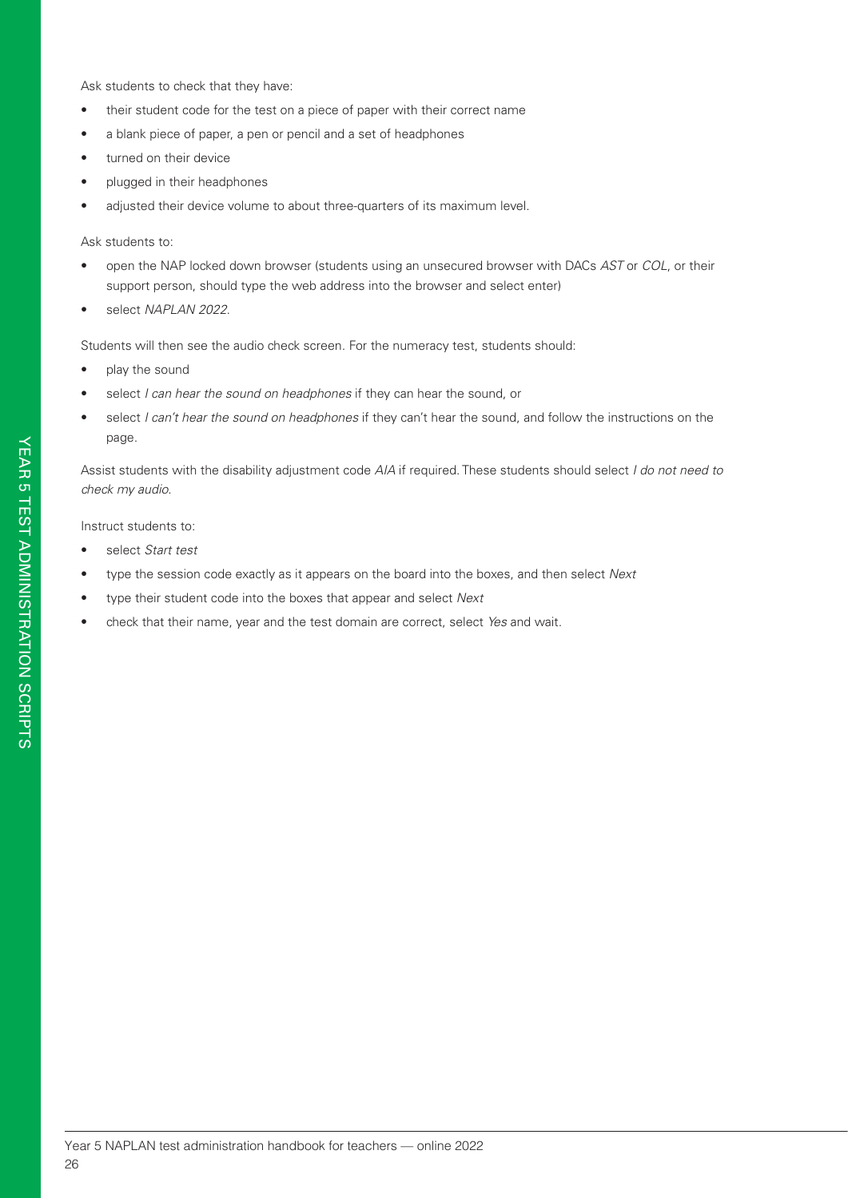Ask students to check that they have:

- their student code for the test on a piece of paper with their correct name
- a blank piece of paper, a pen or pencil and a set of headphones
- turned on their device
- plugged in their headphones
- adjusted their device volume to about three-quarters of its maximum level.

Ask students to:

- open the NAP locked down browser (students using an unsecured browser with DACs *AST* or *COL*, or their support person, should type the web address into the browser and select enter)
- select *NAPLAN 2022*.

Students will then see the audio check screen. For the numeracy test, students should:

- play the sound
- select *I can hear the sound on headphones* if they can hear the sound, or
- select *I can't hear the sound on headphones* if they can't hear the sound, and follow the instructions on the page.

Assist students with the disability adjustment code *AIA* if required. These students should select *I do not need to check my audio*.

Instruct students to:

- select *Start test*
- type the session code exactly as it appears on the board into the boxes, and then select *Next*
- type their student code into the boxes that appear and select *Next*
- check that their name, year and the test domain are correct, select *Yes* and wait.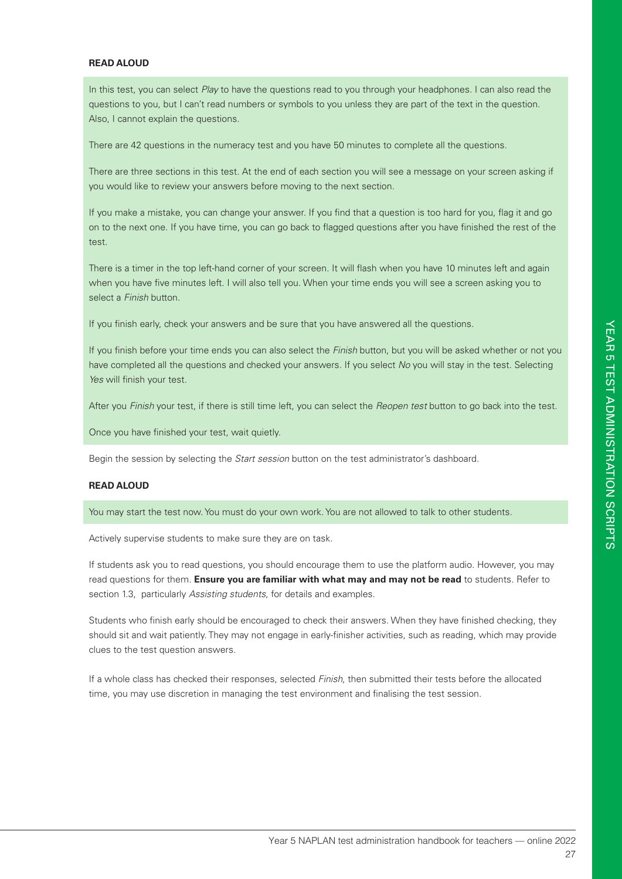**READ ALOUD**

> In this test, you can select *Play* to have the questions read to you through your headphones. I can also read the questions to you, but I can't read numbers or symbols to you unless they are part of the text in the question. Also, I cannot explain the questions.
>
> There are 42 questions in the numeracy test and you have 50 minutes to complete all the questions.
>
> There are three sections in this test. At the end of each section you will see a message on your screen asking if you would like to review your answers before moving to the next section.
>
> If you make a mistake, you can change your answer. If you find that a question is too hard for you, flag it and go on to the next one. If you have time, you can go back to flagged questions after you have finished the rest of the test.
>
> There is a timer in the top left-hand corner of your screen. It will flash when you have 10 minutes left and again when you have five minutes left. I will also tell you. When your time ends you will see a screen asking you to select a *Finish* button.
>
> If you finish early, check your answers and be sure that you have answered all the questions.
>
> If you finish before your time ends you can also select the *Finish* button, but you will be asked whether or not you have completed all the questions and checked your answers. If you select *No* you will stay in the test. Selecting *Yes* will finish your test.
>
> After you *Finish* your test, if there is still time left, you can select the *Reopen test* button to go back into the test.
>
> Once you have finished your test, wait quietly.

Begin the session by selecting the *Start session* button on the test administrator's dashboard.

**READ ALOUD**

> You may start the test now. You must do your own work. You are not allowed to talk to other students.

Actively supervise students to make sure they are on task.

If students ask you to read questions, you should encourage them to use the platform audio. However, you may read questions for them. **Ensure you are familiar with what may and may not be read** to students. Refer to section 1.3, particularly *Assisting students*, for details and examples.

Students who finish early should be encouraged to check their answers. When they have finished checking, they should sit and wait patiently. They may not engage in early-finisher activities, such as reading, which may provide clues to the test question answers.

If a whole class has checked their responses, selected *Finish*, then submitted their tests before the allocated time, you may use discretion in managing the test environment and finalising the test session.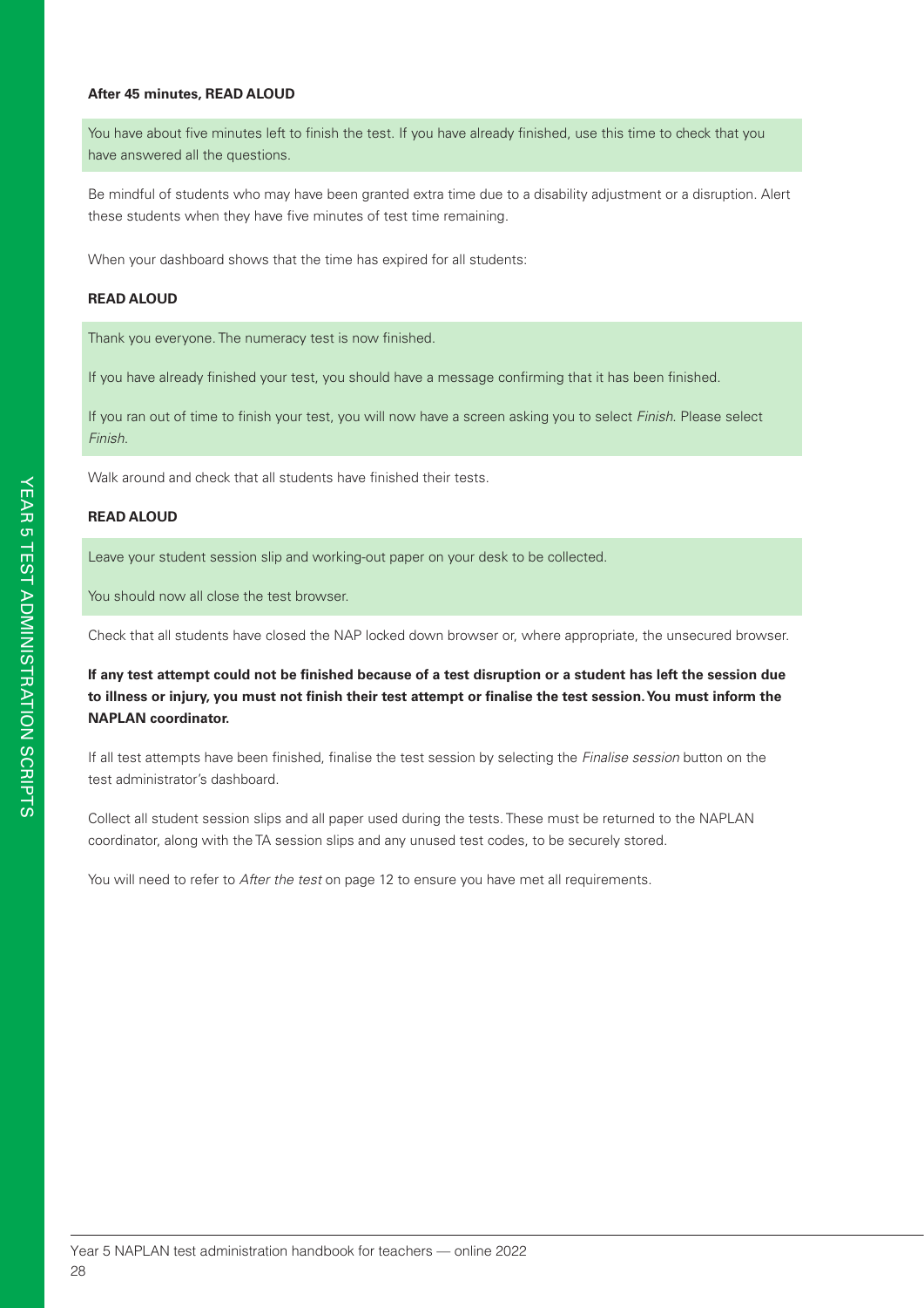**After 45 minutes, READ ALOUD**

> You have about five minutes left to finish the test. If you have already finished, use this time to check that you have answered all the questions.

Be mindful of students who may have been granted extra time due to a disability adjustment or a disruption. Alert these students when they have five minutes of test time remaining.

When your dashboard shows that the time has expired for all students:

**READ ALOUD**

> Thank you everyone. The numeracy test is now finished.
>
> If you have already finished your test, you should have a message confirming that it has been finished.
>
> If you ran out of time to finish your test, you will now have a screen asking you to select *Finish*. Please select *Finish*.

Walk around and check that all students have finished their tests.

**READ ALOUD**

> Leave your student session slip and working-out paper on your desk to be collected.
>
> You should now all close the test browser.

Check that all students have closed the NAP locked down browser or, where appropriate, the unsecured browser.

**If any test attempt could not be finished because of a test disruption or a student has left the session due to illness or injury, you must not finish their test attempt or finalise the test session. You must inform the NAPLAN coordinator.**

If all test attempts have been finished, finalise the test session by selecting the *Finalise session* button on the test administrator's dashboard.

Collect all student session slips and all paper used during the tests. These must be returned to the NAPLAN coordinator, along with the TA session slips and any unused test codes, to be securely stored.

You will need to refer to *After the test* on page 12 to ensure you have met all requirements.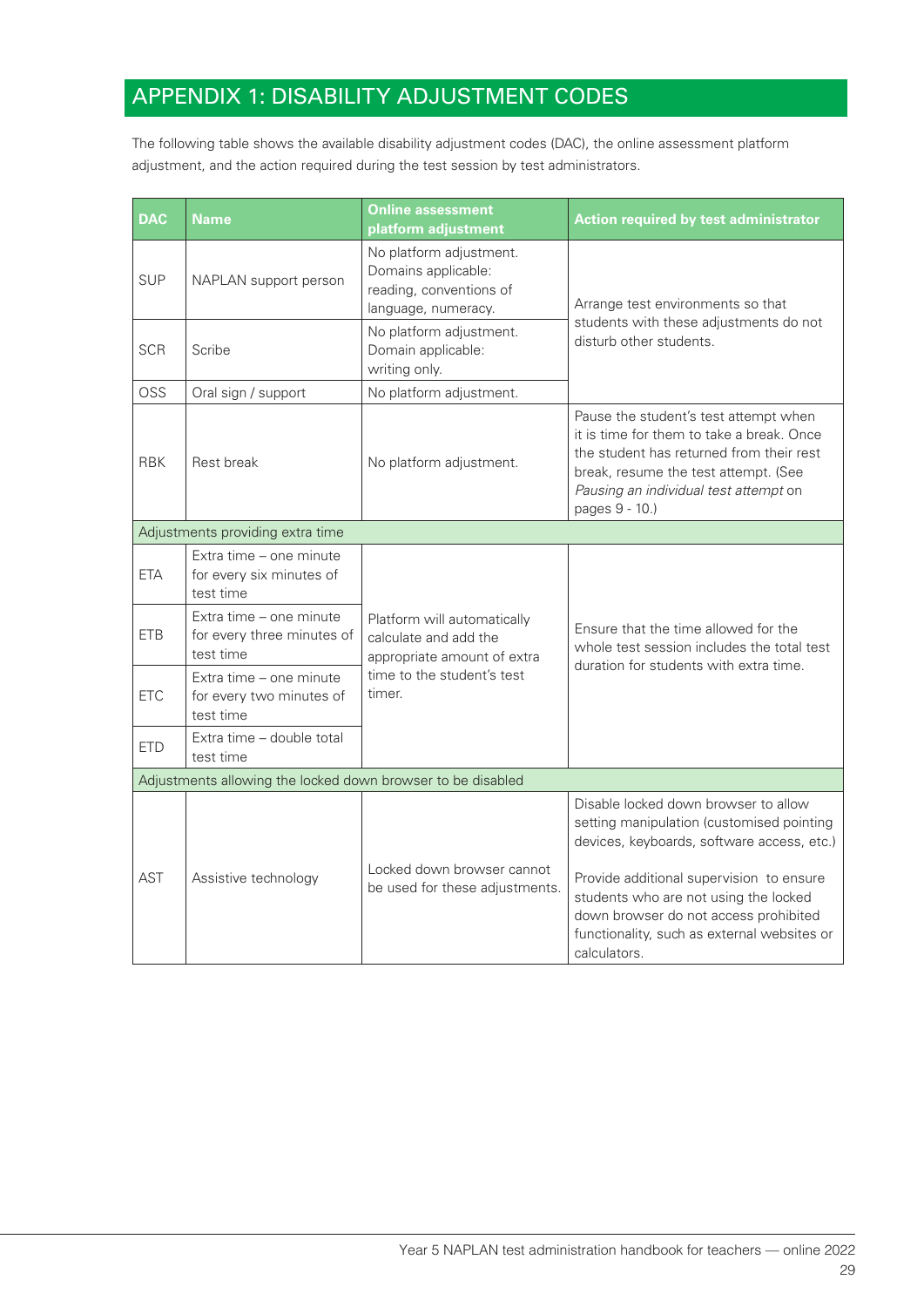# APPENDIX 1: DISABILITY ADJUSTMENT CODES

The following table shows the available disability adjustment codes (DAC), the online assessment platform adjustment, and the action required during the test session by test administrators.

| DAC | Name | Online assessment platform adjustment | Action required by test administrator |
|---|---|---|---|
| SUP | NAPLAN support person | No platform adjustment. Domains applicable: reading, conventions of language, numeracy. | Arrange test environments so that students with these adjustments do not disturb other students. |
| SCR | Scribe | No platform adjustment. Domain applicable: writing only. | |
| OSS | Oral sign / support | No platform adjustment. | |
| RBK | Rest break | No platform adjustment. | Pause the student's test attempt when it is time for them to take a break. Once the student has returned from their rest break, resume the test attempt. (See *Pausing an individual test attempt* on pages 9 - 10.) |
| Adjustments providing extra time | | | |
| ETA | Extra time – one minute for every six minutes of test time | Platform will automatically calculate and add the appropriate amount of extra time to the student's test timer. | Ensure that the time allowed for the whole test session includes the total test duration for students with extra time. |
| ETB | Extra time – one minute for every three minutes of test time | | |
| ETC | Extra time – one minute for every two minutes of test time | | |
| ETD | Extra time – double total test time | | |
| Adjustments allowing the locked down browser to be disabled | | | |
| AST | Assistive technology | Locked down browser cannot be used for these adjustments. | Disable locked down browser to allow setting manipulation (customised pointing devices, keyboards, software access, etc.)<br><br>Provide additional supervision to ensure students who are not using the locked down browser do not access prohibited functionality, such as external websites or calculators. |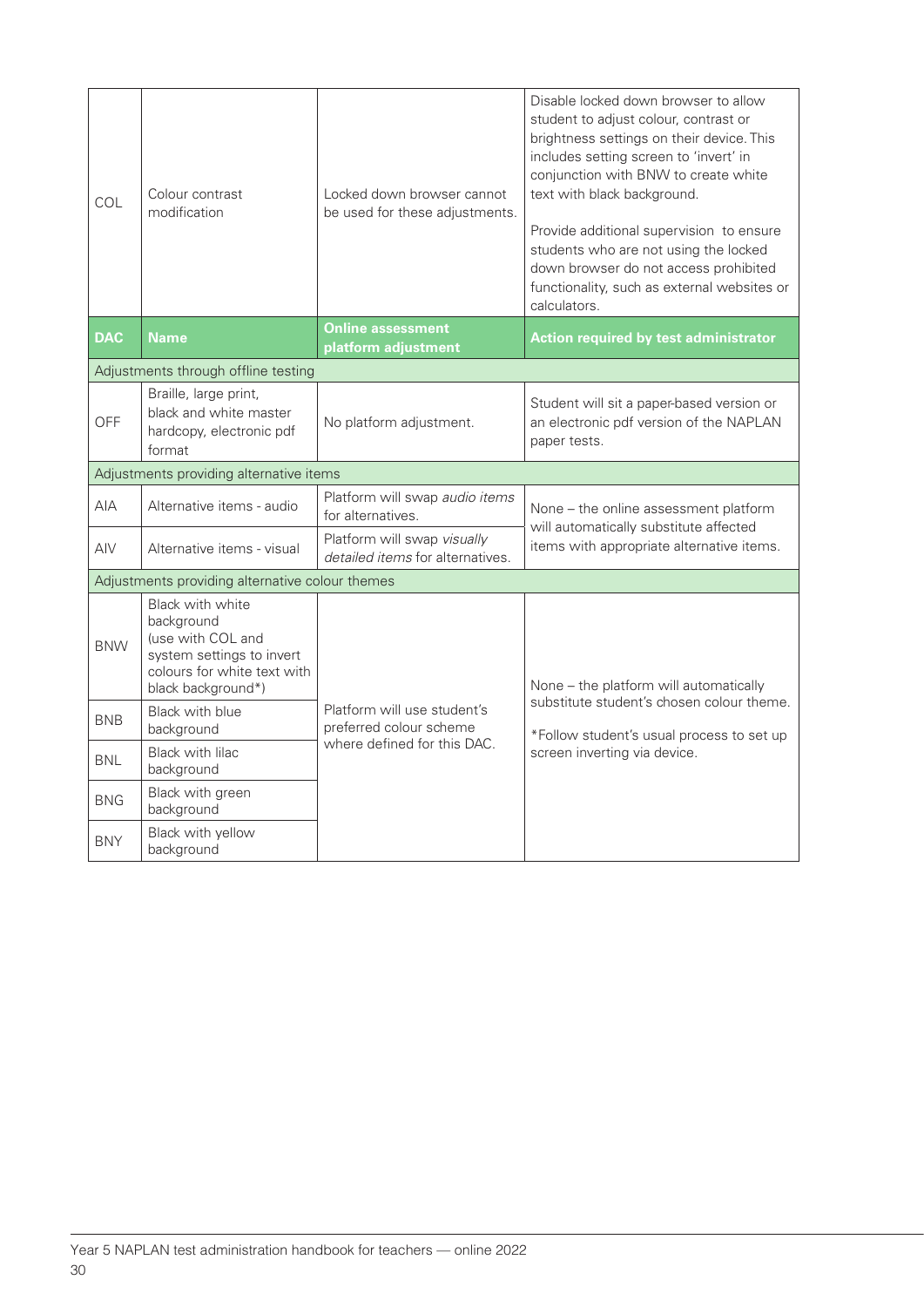| | | | |
|---|---|---|---|
| COL | Colour contrast modification | Locked down browser cannot be used for these adjustments. | Disable locked down browser to allow student to adjust colour, contrast or brightness settings on their device. This includes setting screen to 'invert' in conjunction with BNW to create white text with black background.<br><br>Provide additional supervision to ensure students who are not using the locked down browser do not access prohibited functionality, such as external websites or calculators. |
| **DAC** | **Name** | **Online assessment platform adjustment** | **Action required by test administrator** |
| Adjustments through offline testing | | | |
| OFF | Braille, large print, black and white master hardcopy, electronic pdf format | No platform adjustment. | Student will sit a paper-based version or an electronic pdf version of the NAPLAN paper tests. |
| Adjustments providing alternative items | | | |
| AIA | Alternative items - audio | Platform will swap *audio items* for alternatives. | None – the online assessment platform will automatically substitute affected items with appropriate alternative items. |
| AIV | Alternative items - visual | Platform will swap *visually detailed items* for alternatives. | |
| Adjustments providing alternative colour themes | | | |
| BNW | Black with white background (use with COL and system settings to invert colours for white text with black background*) | Platform will use student's preferred colour scheme where defined for this DAC. | None – the platform will automatically substitute student's chosen colour theme.<br><br>*Follow student's usual process to set up screen inverting via device. |
| BNB | Black with blue background | | |
| BNL | Black with lilac background | | |
| BNG | Black with green background | | |
| BNY | Black with yellow background | | |